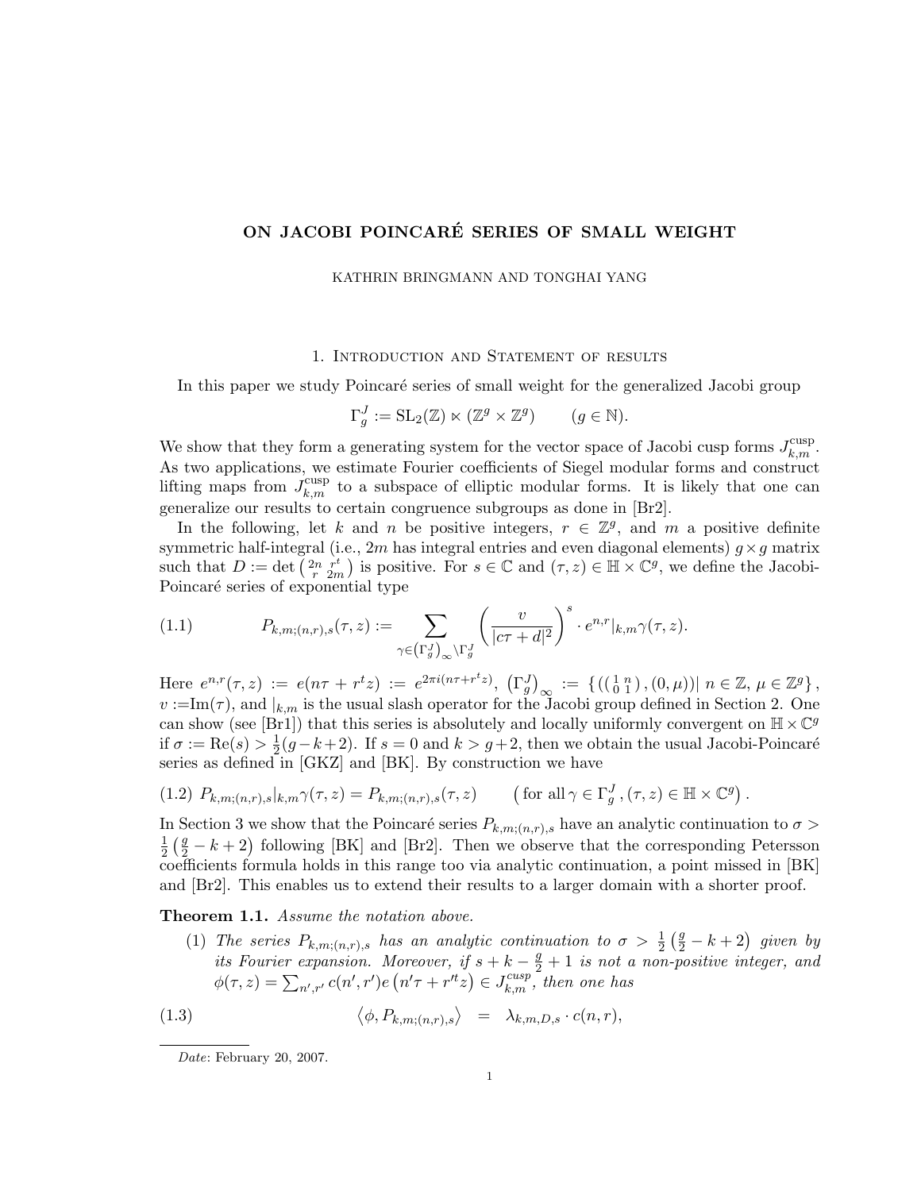# ON JACOBI POINCARÉ SERIES OF SMALL WEIGHT

KATHRIN BRINGMANN AND TONGHAI YANG

## 1. Introduction and Statement of results

In this paper we study Poincaré series of small weight for the generalized Jacobi group

$$\Gamma_g^J := \mathrm{SL}_2(\mathbb{Z}) \ltimes (\mathbb{Z}^g \times \mathbb{Z}^g) \qquad (g \in \mathbb{N}).$$

We show that they form a generating system for the vector space of Jacobi cusp forms $J_{k,m}^{\mathrm{cusp}}$. As two applications, we estimate Fourier coefficients of Siegel modular forms and construct lifting maps from $J_{k,m}^{\mathrm{cusp}}$ to a subspace of elliptic modular forms. It is likely that one can generalize our results to certain congruence subgroups as done in [Br2].

In the following, let $k$ and $n$ be positive integers, $r \in \mathbb{Z}^g$, and $m$ a positive definite symmetric half-integral (i.e., $2m$ has integral entries and even diagonal elements) $g \times g$ matrix such that $D := \det \left(\begin{smallmatrix} 2n & r^t \\ r & 2m \end{smallmatrix}\right)$ is positive. For $s \in \mathbb{C}$ and $(\tau, z) \in \mathbb{H} \times \mathbb{C}^g$, we define the Jacobi-Poincaré series of exponential type

$$P_{k,m;(n,r),s}(\tau, z) := \sum_{\gamma \in \left(\Gamma_g^J\right)_\infty \backslash \Gamma_g^J} \left(\frac{v}{|c\tau + d|^2}\right)^s \cdot e^{n,r}|_{k,m}\gamma(\tau, z). \tag{1.1}$$

Here $e^{n,r}(\tau, z) := e(n\tau + r^t z) := e^{2\pi i (n\tau + r^t z)}$, $\left(\Gamma_g^J\right)_\infty := \left\{ \left( \left(\begin{smallmatrix} 1 & n \\ 0 & 1 \end{smallmatrix}\right), (0, \mu) \right) \mid n \in \mathbb{Z}, \mu \in \mathbb{Z}^g \right\}$, $v := \mathrm{Im}(\tau)$, and $|_{k,m}$ is the usual slash operator for the Jacobi group defined in Section 2. One can show (see [Br1]) that this series is absolutely and locally uniformly convergent on $\mathbb{H} \times \mathbb{C}^g$ if $\sigma := \mathrm{Re}(s) > \frac{1}{2}(g - k + 2)$. If $s = 0$ and $k > g + 2$, then we obtain the usual Jacobi-Poincaré series as defined in [GKZ] and [BK]. By construction we have

$$P_{k,m;(n,r),s}|_{k,m}\gamma(\tau, z) = P_{k,m;(n,r),s}(\tau, z) \qquad \left(\text{for all } \gamma \in \Gamma_g^J, (\tau, z) \in \mathbb{H} \times \mathbb{C}^g\right). \tag{1.2}$$

In Section 3 we show that the Poincaré series $P_{k,m;(n,r),s}$ have an analytic continuation to $\sigma > \frac{1}{2}\left(\frac{g}{2} - k + 2\right)$ following [BK] and [Br2]. Then we observe that the corresponding Petersson coefficients formula holds in this range too via analytic continuation, a point missed in [BK] and [Br2]. This enables us to extend their results to a larger domain with a shorter proof.

**Theorem 1.1.** *Assume the notation above.*

1. *The series $P_{k,m;(n,r),s}$ has an analytic continuation to $\sigma > \frac{1}{2}\left(\frac{g}{2} - k + 2\right)$ given by its Fourier expansion. Moreover, if $s + k - \frac{g}{2} + 1$ is not a non-positive integer, and $\phi(\tau, z) = \sum_{n', r'} c(n', r') e\left(n'\tau + r'^t z\right) \in J_{k,m}^{cusp}$, then one has*

$$\left\langle \phi, P_{k,m;(n,r),s} \right\rangle = \lambda_{k,m,D,s} \cdot c(n, r), \tag{1.3}$$

---

*Date*: February 20, 2007.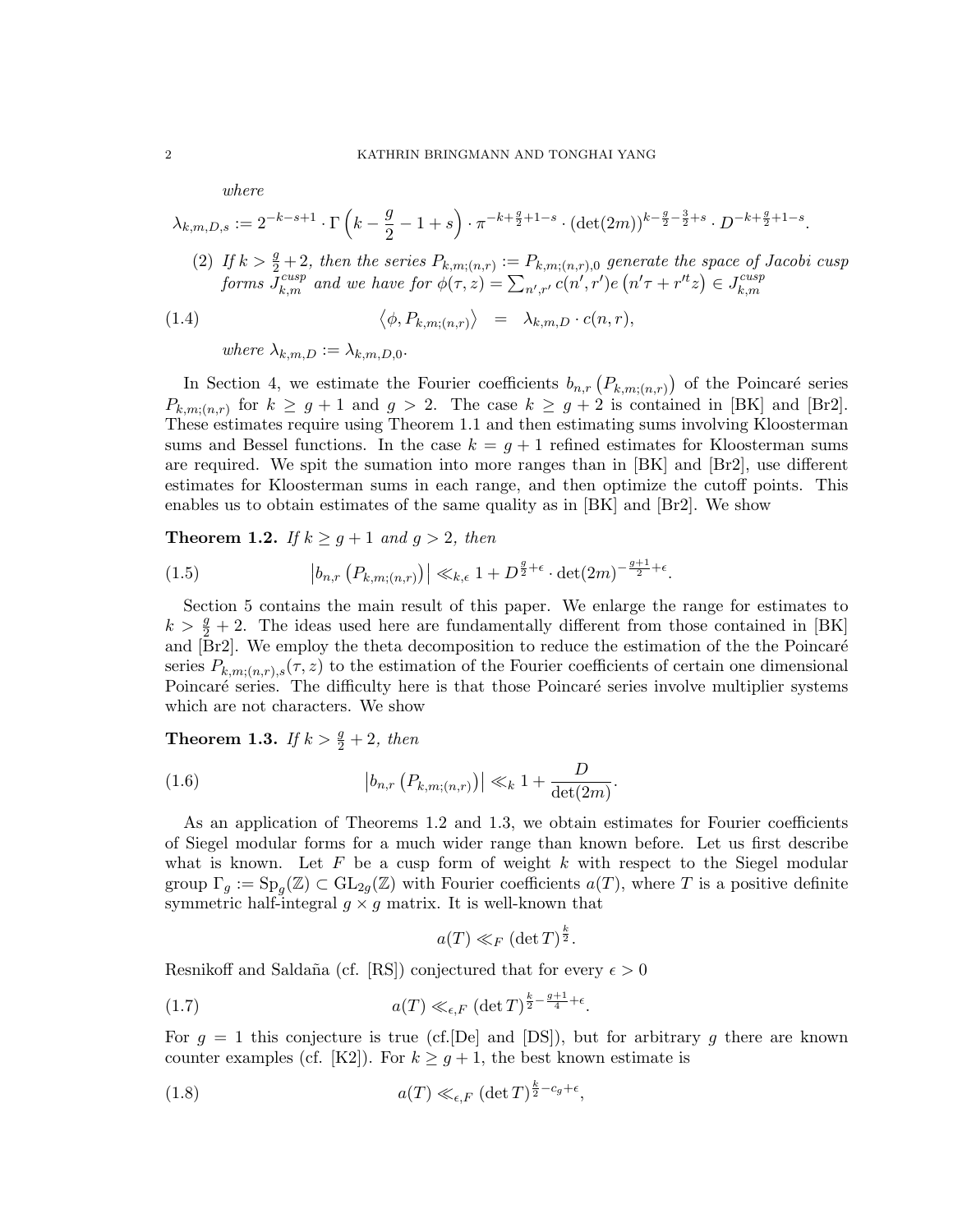where

$$\lambda_{k,m,D,s} := 2^{-k-s+1} \cdot \Gamma\left(k - \frac{g}{2} - 1 + s\right) \cdot \pi^{-k+\frac{g}{2}+1-s} \cdot (\det(2m))^{k-\frac{g}{2}-\frac{3}{2}+s} \cdot D^{-k+\frac{g}{2}+1-s}.$$

(2) *If $k > \frac{g}{2}+2$, then the series $P_{k,m;(n,r)} := P_{k,m;(n,r),0}$ generate the space of Jacobi cusp forms $J_{k,m}^{cusp}$ and we have for $\phi(\tau, z) = \sum_{n',r'} c(n',r') e\left(n'\tau + r'^t z\right) \in J_{k,m}^{cusp}$*

$$\left\langle \phi, P_{k,m;(n,r)} \right\rangle \quad = \quad \lambda_{k,m,D} \cdot c(n,r), \tag{1.4}$$

*where $\lambda_{k,m,D} := \lambda_{k,m,D,0}$.*

In Section 4, we estimate the Fourier coefficients $b_{n,r}\left(P_{k,m;(n,r)}\right)$ of the Poincaré series $P_{k,m;(n,r)}$ for $k \geq g+1$ and $g > 2$. The case $k \geq g+2$ is contained in [BK] and [Br2]. These estimates require using Theorem 1.1 and then estimating sums involving Kloosterman sums and Bessel functions. In the case $k = g+1$ refined estimates for Kloosterman sums are required. We spit the summation into more ranges than in [BK] and [Br2], use different estimates for Kloosterman sums in each range, and then optimize the cutoff points. This enables us to obtain estimates of the same quality as in [BK] and [Br2]. We show

**Theorem 1.2.** *If $k \geq g+1$ and $g > 2$, then*

$$\left|b_{n,r}\left(P_{k,m;(n,r)}\right)\right| \ll_{k,\epsilon} 1 + D^{\frac{g}{2}+\epsilon} \cdot \det(2m)^{-\frac{g+1}{2}+\epsilon}. \tag{1.5}$$

Section 5 contains the main result of this paper. We enlarge the range for estimates to $k > \frac{g}{2}+2$. The ideas used here are fundamentally different from those contained in [BK] and [Br2]. We employ the theta decomposition to reduce the estimation of the the Poincaré series $P_{k,m;(n,r),s}(\tau, z)$ to the estimation of the Fourier coefficients of certain one dimensional Poincaré series. The difficulty here is that those Poincaré series involve multiplier systems which are not characters. We show

**Theorem 1.3.** *If $k > \frac{g}{2}+2$, then*

$$\left|b_{n,r}\left(P_{k,m;(n,r)}\right)\right| \ll_k 1 + \frac{D}{\det(2m)}. \tag{1.6}$$

As an application of Theorems 1.2 and 1.3, we obtain estimates for Fourier coefficients of Siegel modular forms for a much wider range than known before. Let us first describe what is known. Let $F$ be a cusp form of weight $k$ with respect to the Siegel modular group $\Gamma_g := \mathrm{Sp}_g(\mathbb{Z}) \subset \mathrm{GL}_{2g}(\mathbb{Z})$ with Fourier coefficients $a(T)$, where $T$ is a positive definite symmetric half-integral $g \times g$ matrix. It is well-known that

$$a(T) \ll_F (\det T)^{\frac{k}{2}}.$$

Resnikoff and Saldaña (cf. [RS]) conjectured that for every $\epsilon > 0$

$$a(T) \ll_{\epsilon,F} (\det T)^{\frac{k}{2}-\frac{g+1}{4}+\epsilon}. \tag{1.7}$$

For $g = 1$ this conjecture is true (cf.[De] and [DS]), but for arbitrary $g$ there are known counter examples (cf. [K2]). For $k \geq g+1$, the best known estimate is

$$a(T) \ll_{\epsilon,F} (\det T)^{\frac{k}{2}-c_g+\epsilon}, \tag{1.8}$$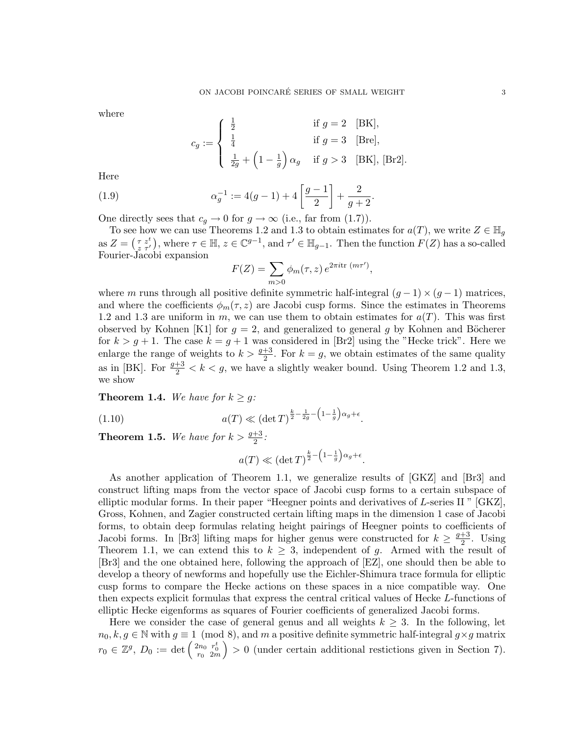where

$$c_g := \begin{cases} \frac{1}{2} & \text{if } g = 2 \quad \text{[BK]}, \\ \frac{1}{4} & \text{if } g = 3 \quad \text{[Bre]}, \\ \frac{1}{2g} + \left(1 - \frac{1}{g}\right)\alpha_g & \text{if } g > 3 \quad \text{[BK], [Br2]}. \end{cases}$$

Here

$$\alpha_g^{-1} := 4(g-1) + 4\left[\frac{g-1}{2}\right] + \frac{2}{g+2}. \tag{1.9}$$

One directly sees that $c_g \to 0$ for $g \to \infty$ (i.e., far from (1.7)).

To see how we can use Theorems 1.2 and 1.3 to obtain estimates for $a(T)$, we write $Z \in \mathbb{H}_g$ as $Z = \left(\begin{smallmatrix} \tau & z^t \\ z & \tau' \end{smallmatrix}\right)$, where $\tau \in \mathbb{H}$, $z \in \mathbb{C}^{g-1}$, and $\tau' \in \mathbb{H}_{g-1}$. Then the function $F(Z)$ has a so-called Fourier-Jacobi expansion

$$F(Z) = \sum_{m>0} \phi_m(\tau, z)\, e^{2\pi i \mathrm{tr}\,(m\tau')},$$

where $m$ runs through all positive definite symmetric half-integral $(g-1) \times (g-1)$ matrices, and where the coefficients $\phi_m(\tau, z)$ are Jacobi cusp forms. Since the estimates in Theorems 1.2 and 1.3 are uniform in $m$, we can use them to obtain estimates for $a(T)$. This was first observed by Kohnen [K1] for $g = 2$, and generalized to general $g$ by Kohnen and Böcherer for $k > g + 1$. The case $k = g + 1$ was considered in [Br2] using the "Hecke trick". Here we enlarge the range of weights to $k > \frac{g+3}{2}$. For $k = g$, we obtain estimates of the same quality as in [BK]. For $\frac{g+3}{2} < k < g$, we have a slightly weaker bound. Using Theorem 1.2 and 1.3, we show

**Theorem 1.4.** *We have for $k \geq g$:*

$$a(T) \ll (\det T)^{\frac{k}{2} - \frac{1}{2g} - \left(1 - \frac{1}{g}\right)\alpha_g + \epsilon}. \tag{1.10}$$

**Theorem 1.5.** *We have for $k > \frac{g+3}{2}$:*

$$a(T) \ll (\det T)^{\frac{k}{2} - \left(1 - \frac{1}{g}\right)\alpha_g + \epsilon}.$$

As another application of Theorem 1.1, we generalize results of [GKZ] and [Br3] and construct lifting maps from the vector space of Jacobi cusp forms to a certain subspace of elliptic modular forms. In their paper "Heegner points and derivatives of $L$-series II " [GKZ], Gross, Kohnen, and Zagier constructed certain lifting maps in the dimension 1 case of Jacobi forms, to obtain deep formulas relating height pairings of Heegner points to coefficients of Jacobi forms. In [Br3] lifting maps for higher genus were constructed for $k \geq \frac{g+3}{2}$. Using Theorem 1.1, we can extend this to $k \geq 3$, independent of $g$. Armed with the result of [Br3] and the one obtained here, following the approach of [EZ], one should then be able to develop a theory of newforms and hopefully use the Eichler-Shimura trace formula for elliptic cusp forms to compare the Hecke actions on these spaces in a nice compatible way. One then expects explicit formulas that express the central critical values of Hecke $L$-functions of elliptic Hecke eigenforms as squares of Fourier coefficients of generalized Jacobi forms.

Here we consider the case of general genus and all weights $k \geq 3$. In the following, let $n_0, k, g \in \mathbb{N}$ with $g \equiv 1 \pmod 8$, and $m$ a positive definite symmetric half-integral $g \times g$ matrix $r_0 \in \mathbb{Z}^g$, $D_0 := \det\left(\begin{smallmatrix} 2n_0 & r_0^t \\ r_0 & 2m \end{smallmatrix}\right) > 0$ (under certain additional restictions given in Section 7).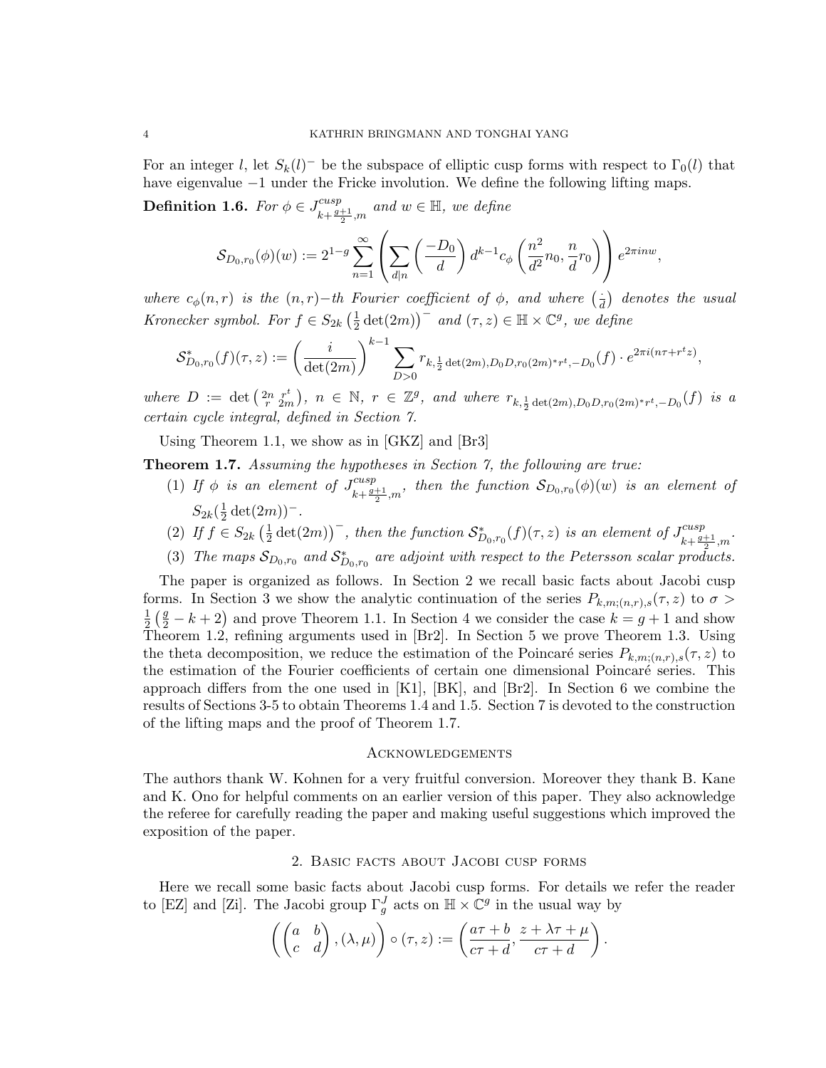For an integer $l$, let $S_k(l)^-$ be the subspace of elliptic cusp forms with respect to $\Gamma_0(l)$ that have eigenvalue $-1$ under the Fricke involution. We define the following lifting maps.

**Definition 1.6.** *For $\phi \in J^{cusp}_{k+\frac{g+1}{2},m}$ and $w \in \mathbb{H}$, we define*

$$\mathcal{S}_{D_0,r_0}(\phi)(w) := 2^{1-g} \sum_{n=1}^{\infty} \left( \sum_{d|n} \left(\frac{-D_0}{d}\right) d^{k-1} c_\phi\left(\frac{n^2}{d^2}n_0, \frac{n}{d}r_0\right)\right) e^{2\pi i n w},$$

*where $c_\phi(n,r)$ is the $(n,r)-$th Fourier coefficient of $\phi$, and where $\left(\frac{\cdot}{d}\right)$ denotes the usual Kronecker symbol. For $f \in S_{2k}\left(\frac{1}{2}\det(2m)\right)^-$ and $(\tau,z) \in \mathbb{H}\times\mathbb{C}^g$, we define*

$$\mathcal{S}^*_{D_0,r_0}(f)(\tau,z) := \left(\frac{i}{\det(2m)}\right)^{k-1} \sum_{D>0} r_{k,\frac{1}{2}\det(2m),D_0D,r_0(2m)^*r^t,-D_0}(f)\cdot e^{2\pi i (n\tau + r^t z)},$$

*where $D := \det\left(\begin{smallmatrix} 2n & r^t \\ r & 2m\end{smallmatrix}\right)$, $n \in \mathbb{N}$, $r \in \mathbb{Z}^g$, and where $r_{k,\frac{1}{2}\det(2m),D_0D,r_0(2m)^*r^t,-D_0}(f)$ is a certain cycle integral, defined in Section 7.*

Using Theorem 1.1, we show as in [GKZ] and [Br3]

**Theorem 1.7.** *Assuming the hypotheses in Section 7, the following are true:*

1. *If $\phi$ is an element of $J^{cusp}_{k+\frac{g+1}{2},m}$, then the function $\mathcal{S}_{D_0,r_0}(\phi)(w)$ is an element of $S_{2k}(\frac{1}{2}\det(2m))^-$.*
2. *If $f \in S_{2k}\left(\frac{1}{2}\det(2m)\right)^-$, then the function $\mathcal{S}^*_{D_0,r_0}(f)(\tau,z)$ is an element of $J^{cusp}_{k+\frac{g+1}{2},m}$.*
3. *The maps $\mathcal{S}_{D_0,r_0}$ and $\mathcal{S}^*_{D_0,r_0}$ are adjoint with respect to the Petersson scalar products.*

The paper is organized as follows. In Section 2 we recall basic facts about Jacobi cusp forms. In Section 3 we show the analytic continuation of the series $P_{k,m;(n,r),s}(\tau,z)$ to $\sigma > \frac{1}{2}\left(\frac{g}{2}-k+2\right)$ and prove Theorem 1.1. In Section 4 we consider the case $k = g+1$ and show Theorem 1.2, refining arguments used in [Br2]. In Section 5 we prove Theorem 1.3. Using the theta decomposition, we reduce the estimation of the Poincaré series $P_{k,m;(n,r),s}(\tau,z)$ to the estimation of the Fourier coefficients of certain one dimensional Poincaré series. This approach differs from the one used in [K1], [BK], and [Br2]. In Section 6 we combine the results of Sections 3-5 to obtain Theorems 1.4 and 1.5. Section 7 is devoted to the construction of the lifting maps and the proof of Theorem 1.7.

## Acknowledgements

The authors thank W. Kohnen for a very fruitful conversion. Moreover they thank B. Kane and K. Ono for helpful comments on an earlier version of this paper. They also acknowledge the referee for carefully reading the paper and making useful suggestions which improved the exposition of the paper.

## 2. Basic facts about Jacobi cusp forms

Here we recall some basic facts about Jacobi cusp forms. For details we refer the reader to [EZ] and [Zi]. The Jacobi group $\Gamma^J_g$ acts on $\mathbb{H}\times\mathbb{C}^g$ in the usual way by

$$\left(\begin{pmatrix} a & b \\ c & d\end{pmatrix}, (\lambda,\mu)\right)\circ(\tau,z) := \left(\frac{a\tau+b}{c\tau+d}, \frac{z+\lambda\tau+\mu}{c\tau+d}\right).$$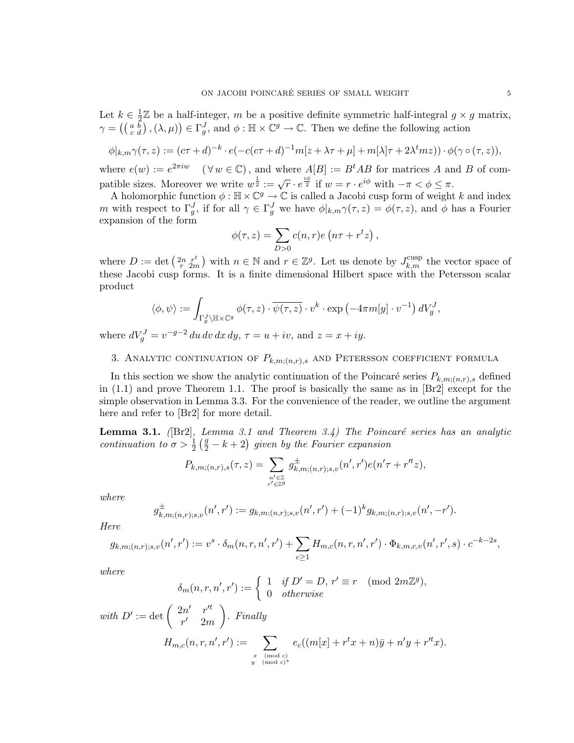Let $k \in \frac{1}{2}\mathbb{Z}$ be a half-integer, $m$ be a positive definite symmetric half-integral $g \times g$ matrix, $\gamma = \left( \left( \begin{smallmatrix} a & b \\ c & d \end{smallmatrix} \right), (\lambda, \mu) \right) \in \Gamma_g^J$, and $\phi : \mathbb{H} \times \mathbb{C}^g \to \mathbb{C}$. Then we define the following action

$$\phi|_{k,m}\gamma(\tau, z) := (c\tau + d)^{-k} \cdot e(-c(c\tau + d)^{-1}m[z + \lambda\tau + \mu] + m[\lambda]\tau + 2\lambda^t mz)) \cdot \phi(\gamma \circ (\tau, z)),$$

where $e(w) := e^{2\pi i w} \quad (\forall\, w \in \mathbb{C})$, and where $A[B] := B^t AB$ for matrices $A$ and $B$ of compatible sizes. Moreover we write $w^{\frac{1}{2}} := \sqrt{r} \cdot e^{\frac{i\phi}{2}}$ if $w = r \cdot e^{i\phi}$ with $-\pi < \phi \leq \pi$.

A holomorphic function $\phi : \mathbb{H} \times \mathbb{C}^g \to \mathbb{C}$ is called a Jacobi cusp form of weight $k$ and index $m$ with respect to $\Gamma_g^J$, if for all $\gamma \in \Gamma_g^J$ we have $\phi|_{k,m}\gamma(\tau, z) = \phi(\tau, z)$, and $\phi$ has a Fourier expansion of the form

$$\phi(\tau, z) = \sum_{D > 0} c(n, r) e\left(n\tau + r^t z\right),$$

where $D := \det \left( \begin{smallmatrix} 2n & r^t \\ r & 2m \end{smallmatrix} \right)$ with $n \in \mathbb{N}$ and $r \in \mathbb{Z}^g$. Let us denote by $J_{k,m}^{\text{cusp}}$ the vector space of these Jacobi cusp forms. It is a finite dimensional Hilbert space with the Petersson scalar product

$$\langle \phi, \psi \rangle := \int_{\Gamma_g^J \backslash \mathbb{H} \times \mathbb{C}^g} \phi(\tau, z) \cdot \overline{\psi(\tau, z)} \cdot v^k \cdot \exp\left(-4\pi m[y] \cdot v^{-1}\right) dV_g^J,$$

where $dV_g^J = v^{-g-2}\, du\, dv\, dx\, dy$, $\tau = u + iv$, and $z = x + iy$.

## 3. Analytic continuation of $P_{k,m;(n,r),s}$ and Petersson coefficient formula

In this section we show the analytic continuation of the Poincaré series $P_{k,m;(n,r),s}$ defined in (1.1) and prove Theorem 1.1. The proof is basically the same as in [Br2] except for the simple observation in Lemma 3.3. For the convenience of the reader, we outline the argument here and refer to [Br2] for more detail.

**Lemma 3.1.** *([Br2], Lemma 3.1 and Theorem 3.4) The Poincaré series has an analytic continuation to $\sigma > \frac{1}{2}\left(\frac{g}{2} - k + 2\right)$ given by the Fourier expansion*

$$P_{k,m;(n,r),s}(\tau, z) = \sum_{\substack{n' \in \mathbb{Z} \\ r' \in \mathbb{Z}^g}} g_{k,m;(n,r);s,v}^{\pm}(n', r') e(n'\tau + r'^t z),$$

*where*

$$g_{k,m;(n,r);s,v}^{\pm}(n', r') := g_{k,m;(n,r);s,v}(n', r') + (-1)^k g_{k,m;(n,r);s,v}(n', -r').$$

*Here*

$$g_{k,m;(n,r);s,v}(n', r') := v^s \cdot \delta_m(n, r, n', r') + \sum_{c \geq 1} H_{m,c}(n, r, n', r') \cdot \Phi_{k,m,c,v}(n', r', s) \cdot c^{-k-2s},$$

*where*

$$\delta_m(n, r, n', r') := \begin{cases} 1 & \text{if } D' = D,\ r' \equiv r \pmod{2m\mathbb{Z}^g}, \\ 0 & \text{otherwise} \end{cases}$$

*with $D' := \det \begin{pmatrix} 2n' & r'^t \\ r' & 2m \end{pmatrix}$. Finally*

$$H_{m,c}(n, r, n', r') := \sum_{\substack{x \pmod{c} \\ y \pmod{c}^*}} e_c((m[x] + r^t x + n)\bar{y} + n'y + r'^t x).$$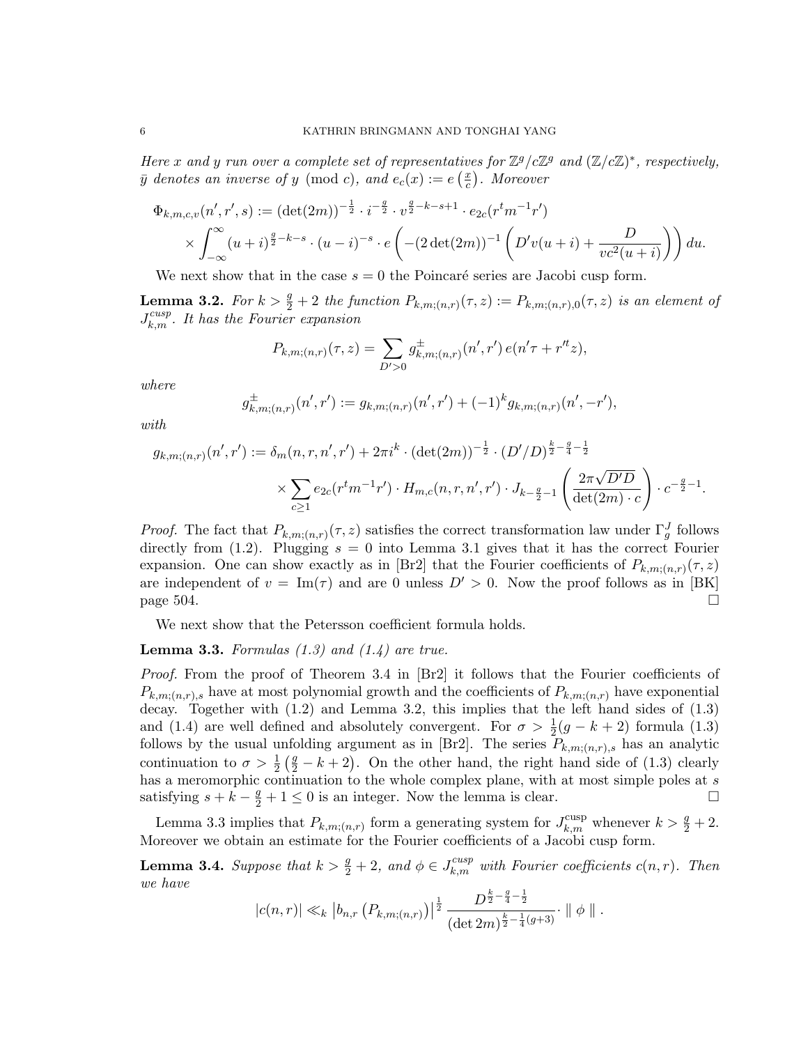*Here $x$ and $y$ run over a complete set of representatives for $\mathbb{Z}^g/c\mathbb{Z}^g$ and $(\mathbb{Z}/c\mathbb{Z})^*$, respectively, $\bar{y}$ denotes an inverse of $y \pmod{c}$, and $e_c(x) := e\left(\frac{x}{c}\right)$. Moreover*

$$\Phi_{k,m,c,v}(n',r',s) := (\det(2m))^{-\frac{1}{2}} \cdot i^{-\frac{g}{2}} \cdot v^{\frac{g}{2}-k-s+1} \cdot e_{2c}(r^t m^{-1} r')$$
$$\times \int_{-\infty}^{\infty} (u+i)^{\frac{g}{2}-k-s} \cdot (u-i)^{-s} \cdot e\left(-(2\det(2m))^{-1}\left(D'v(u+i) + \frac{D}{vc^2(u+i)}\right)\right) du.$$

We next show that in the case $s=0$ the Poincaré series are Jacobi cusp form.

**Lemma 3.2.** *For $k > \frac{g}{2}+2$ the function $P_{k,m;(n,r)}(\tau,z) := P_{k,m;(n,r),0}(\tau,z)$ is an element of $J_{k,m}^{cusp}$. It has the Fourier expansion*

$$P_{k,m;(n,r)}(\tau,z) = \sum_{D'>0} g^{\pm}_{k,m;(n,r)}(n',r')\, e(n'\tau + r'^t z),$$

*where*

$$g^{\pm}_{k,m;(n,r)}(n',r') := g_{k,m;(n,r)}(n',r') + (-1)^k g_{k,m;(n,r)}(n',-r'),$$

*with*

$$g_{k,m;(n,r)}(n',r') := \delta_m(n,r,n',r') + 2\pi i^k \cdot (\det(2m))^{-\frac{1}{2}} \cdot (D'/D)^{\frac{k}{2}-\frac{g}{4}-\frac{1}{2}}$$
$$\times \sum_{c\geq 1} e_{2c}(r^t m^{-1} r') \cdot H_{m,c}(n,r,n',r') \cdot J_{k-\frac{g}{2}-1}\left(\frac{2\pi\sqrt{D'D}}{\det(2m)\cdot c}\right) \cdot c^{-\frac{g}{2}-1}.$$

*Proof.* The fact that $P_{k,m;(n,r)}(\tau,z)$ satisfies the correct transformation law under $\Gamma_g^J$ follows directly from (1.2). Plugging $s=0$ into Lemma 3.1 gives that it has the correct Fourier expansion. One can show exactly as in [Br2] that the Fourier coefficients of $P_{k,m;(n,r)}(\tau,z)$ are independent of $v = \mathrm{Im}(\tau)$ and are 0 unless $D' > 0$. Now the proof follows as in [BK] page 504. $\square$

We next show that the Petersson coefficient formula holds.

**Lemma 3.3.** *Formulas (1.3) and (1.4) are true.*

*Proof.* From the proof of Theorem 3.4 in [Br2] it follows that the Fourier coefficients of $P_{k,m;(n,r),s}$ have at most polynomial growth and the coefficients of $P_{k,m;(n,r)}$ have exponential decay. Together with (1.2) and Lemma 3.2, this implies that the left hand sides of (1.3) and (1.4) are well defined and absolutely convergent. For $\sigma > \frac{1}{2}(g-k+2)$ formula (1.3) follows by the usual unfolding argument as in [Br2]. The series $P_{k,m;(n,r),s}$ has an analytic continuation to $\sigma > \frac{1}{2}\left(\frac{g}{2}-k+2\right)$. On the other hand, the right hand side of (1.3) clearly has a meromorphic continuation to the whole complex plane, with at most simple poles at $s$ satisfying $s+k-\frac{g}{2}+1 \leq 0$ is an integer. Now the lemma is clear. $\square$

Lemma 3.3 implies that $P_{k,m;(n,r)}$ form a generating system for $J_{k,m}^{\mathrm{cusp}}$ whenever $k > \frac{g}{2}+2$. Moreover we obtain an estimate for the Fourier coefficients of a Jacobi cusp form.

**Lemma 3.4.** *Suppose that $k > \frac{g}{2}+2$, and $\phi \in J_{k,m}^{cusp}$ with Fourier coefficients $c(n,r)$. Then we have*

$$|c(n,r)| \ll_k \left|b_{n,r}\left(P_{k,m;(n,r)}\right)\right|^{\frac{1}{2}} \frac{D^{\frac{k}{2}-\frac{g}{4}-\frac{1}{2}}}{(\det 2m)^{\frac{k}{2}-\frac{1}{4}(g+3)}} \cdot \parallel \phi \parallel.$$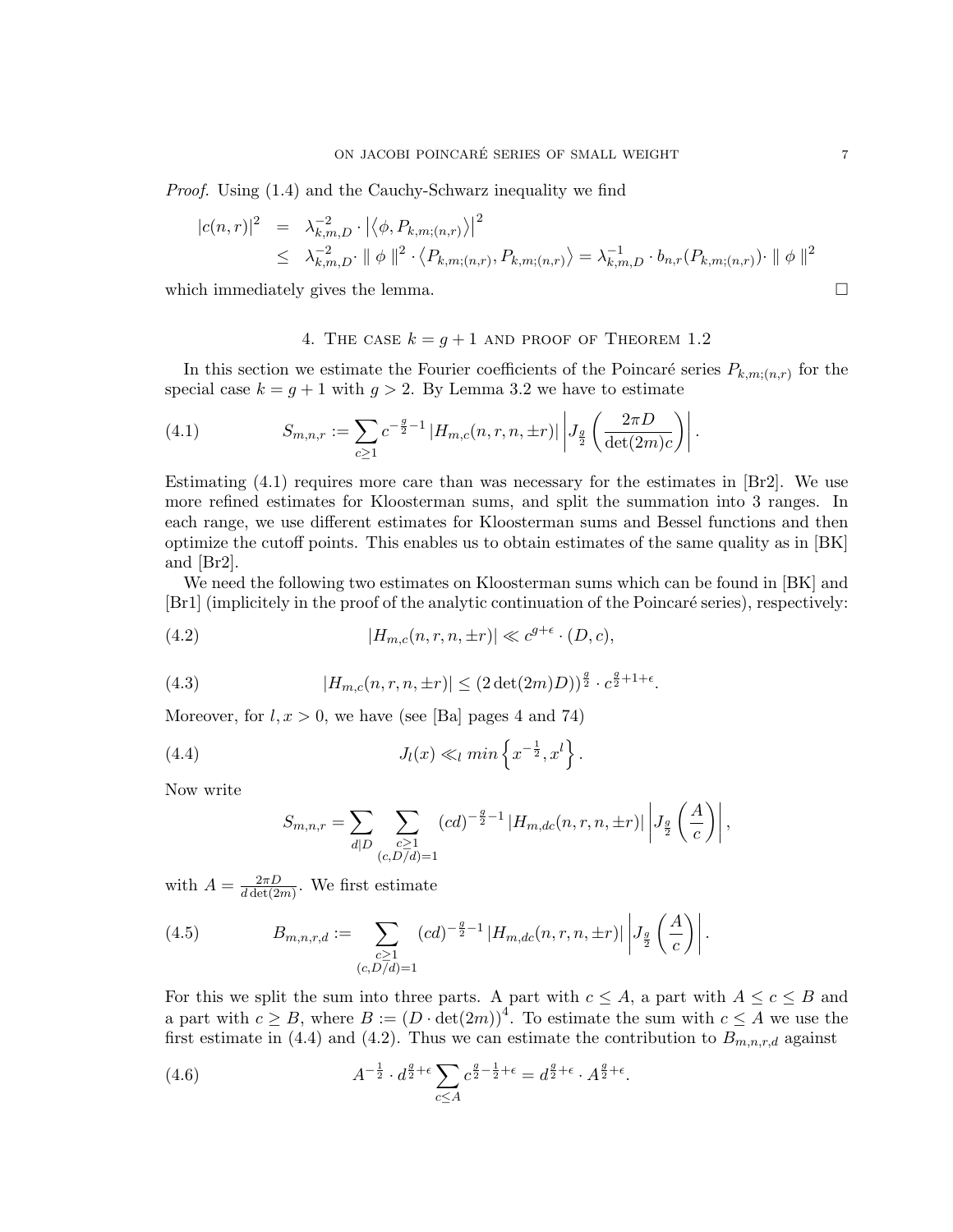*Proof.* Using (1.4) and the Cauchy-Schwarz inequality we find

$$
\begin{aligned}
|c(n,r)|^2 &= \lambda_{k,m,D}^{-2} \cdot \left|\left\langle \phi, P_{k,m;(n,r)} \right\rangle\right|^2 \\
&\leq \lambda_{k,m,D}^{-2} \cdot \parallel \phi \parallel^2 \cdot \left\langle P_{k,m;(n,r)}, P_{k,m;(n,r)} \right\rangle = \lambda_{k,m,D}^{-1} \cdot b_{n,r}(P_{k,m;(n,r)}) \cdot \parallel \phi \parallel^2
\end{aligned}
$$

which immediately gives the lemma. □

## 4. The case $k = g+1$ and proof of Theorem 1.2

In this section we estimate the Fourier coefficients of the Poincaré series $P_{k,m;(n,r)}$ for the special case $k = g+1$ with $g > 2$. By Lemma 3.2 we have to estimate

$$
S_{m,n,r} := \sum_{c \geq 1} c^{-\frac{g}{2}-1} \left| H_{m,c}(n,r,n,\pm r) \right| \left| J_{\frac{g}{2}}\left( \frac{2\pi D}{\det(2m) c} \right) \right|. \tag{4.1}
$$

Estimating (4.1) requires more care than was necessary for the estimates in [Br2]. We use more refined estimates for Kloosterman sums, and split the summation into 3 ranges. In each range, we use different estimates for Kloosterman sums and Bessel functions and then optimize the cutoff points. This enables us to obtain estimates of the same quality as in [BK] and [Br2].

We need the following two estimates on Kloosterman sums which can be found in [BK] and [Br1] (implicitely in the proof of the analytic continuation of the Poincaré series), respectively:

$$
|H_{m,c}(n,r,n,\pm r)| \ll c^{g+\epsilon} \cdot (D,c), \tag{4.2}
$$

$$
|H_{m,c}(n,r,n,\pm r)| \leq (2\det(2m)D)^{\frac{g}{2}} \cdot c^{\frac{g}{2}+1+\epsilon}. \tag{4.3}
$$

Moreover, for $l, x > 0$, we have (see [Ba] pages 4 and 74)

$$
J_l(x) \ll_l \min\left\{ x^{-\frac{1}{2}}, x^l \right\}. \tag{4.4}
$$

Now write

$$
S_{m,n,r} = \sum_{d|D} \sum_{\substack{c \geq 1 \\ (c,D/d)=1}} (cd)^{-\frac{g}{2}-1} \left| H_{m,dc}(n,r,n,\pm r) \right| \left| J_{\frac{g}{2}}\left( \frac{A}{c} \right) \right|,
$$

with $A = \frac{2\pi D}{d \det(2m)}$. We first estimate

$$
B_{m,n,r,d} := \sum_{\substack{c \geq 1 \\ (c,D/d)=1}} (cd)^{-\frac{g}{2}-1} \left| H_{m,dc}(n,r,n,\pm r) \right| \left| J_{\frac{g}{2}}\left( \frac{A}{c} \right) \right|. \tag{4.5}
$$

For this we split the sum into three parts. A part with $c \leq A$, a part with $A \leq c \leq B$ and a part with $c \geq B$, where $B := (D \cdot \det(2m))^4$. To estimate the sum with $c \leq A$ we use the first estimate in (4.4) and (4.2). Thus we can estimate the contribution to $B_{m,n,r,d}$ against

$$
A^{-\frac{1}{2}} \cdot d^{\frac{g}{2}+\epsilon} \sum_{c \leq A} c^{\frac{g}{2}-\frac{1}{2}+\epsilon} = d^{\frac{g}{2}+\epsilon} \cdot A^{\frac{g}{2}+\epsilon}. \tag{4.6}
$$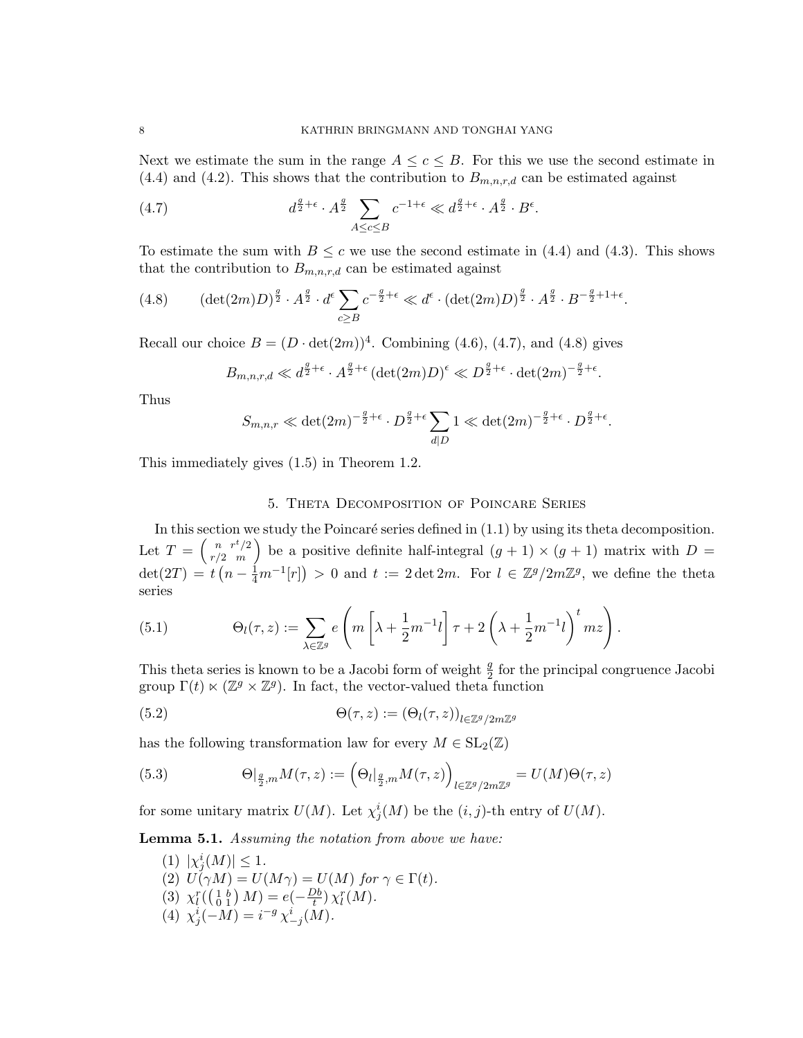Next we estimate the sum in the range $A \le c \le B$. For this we use the second estimate in (4.4) and (4.2). This shows that the contribution to $B_{m,n,r,d}$ can be estimated against

$$d^{\frac{g}{2}+\epsilon} \cdot A^{\frac{g}{2}} \sum_{A \le c \le B} c^{-1+\epsilon} \ll d^{\frac{g}{2}+\epsilon} \cdot A^{\frac{g}{2}} \cdot B^{\epsilon}. \tag{4.7}$$

To estimate the sum with $B \le c$ we use the second estimate in (4.4) and (4.3). This shows that the contribution to $B_{m,n,r,d}$ can be estimated against

$$(\det(2m)D)^{\frac{g}{2}} \cdot A^{\frac{g}{2}} \cdot d^{\epsilon} \sum_{c \ge B} c^{-\frac{g}{2}+\epsilon} \ll d^{\epsilon} \cdot (\det(2m)D)^{\frac{g}{2}} \cdot A^{\frac{g}{2}} \cdot B^{-\frac{g}{2}+1+\epsilon}. \tag{4.8}$$

Recall our choice $B = (D \cdot \det(2m))^4$. Combining (4.6), (4.7), and (4.8) gives

$$B_{m,n,r,d} \ll d^{\frac{g}{2}+\epsilon} \cdot A^{\frac{g}{2}+\epsilon} (\det(2m)D)^{\epsilon} \ll D^{\frac{g}{2}+\epsilon} \cdot \det(2m)^{-\frac{g}{2}+\epsilon}.$$

Thus

$$S_{m,n,r} \ll \det(2m)^{-\frac{g}{2}+\epsilon} \cdot D^{\frac{g}{2}+\epsilon} \sum_{d|D} 1 \ll \det(2m)^{-\frac{g}{2}+\epsilon} \cdot D^{\frac{g}{2}+\epsilon}.$$

This immediately gives (1.5) in Theorem 1.2.

## 5. Theta Decomposition of Poincare Series

In this section we study the Poincaré series defined in (1.1) by using its theta decomposition. Let $T = \begin{pmatrix} n & r^t/2 \\ r/2 & m \end{pmatrix}$ be a positive definite half-integral $(g+1) \times (g+1)$ matrix with $D = \det(2T) = t\left(n - \frac{1}{4}m^{-1}[r]\right) > 0$ and $t := 2 \det 2m$. For $l \in \mathbb{Z}^g/2m\mathbb{Z}^g$, we define the theta series

$$\Theta_l(\tau, z) := \sum_{\lambda \in \mathbb{Z}^g} e\left( m\left[\lambda + \frac{1}{2}m^{-1}l\right]\tau + 2\left(\lambda + \frac{1}{2}m^{-1}l\right)^t mz \right). \tag{5.1}$$

This theta series is known to be a Jacobi form of weight $\frac{g}{2}$ for the principal congruence Jacobi group $\Gamma(t) \ltimes (\mathbb{Z}^g \times \mathbb{Z}^g)$. In fact, the vector-valued theta function

$$\Theta(\tau, z) := \left(\Theta_l(\tau, z)\right)_{l \in \mathbb{Z}^g/2m\mathbb{Z}^g} \tag{5.2}$$

has the following transformation law for every $M \in \mathrm{SL}_2(\mathbb{Z})$

$$\Theta|_{\frac{g}{2},m}M(\tau, z) := \left(\Theta_l|_{\frac{g}{2},m}M(\tau, z)\right)_{l \in \mathbb{Z}^g/2m\mathbb{Z}^g} = U(M)\Theta(\tau, z) \tag{5.3}$$

for some unitary matrix $U(M)$. Let $\chi_j^i(M)$ be the $(i,j)$-th entry of $U(M)$.

**Lemma 5.1.** *Assuming the notation from above we have:*

1. $|\chi_j^i(M)| \le 1$.
2. $U(\gamma M) = U(M\gamma) = U(M)$ *for* $\gamma \in \Gamma(t)$.
3. $\chi_l^r(\left(\begin{smallmatrix} 1 & b \\ 0 & 1 \end{smallmatrix}\right) M) = e(-\frac{Db}{t})\, \chi_l^r(M)$.
4. $\chi_j^i(-M) = i^{-g}\, \chi_{-j}^i(M)$.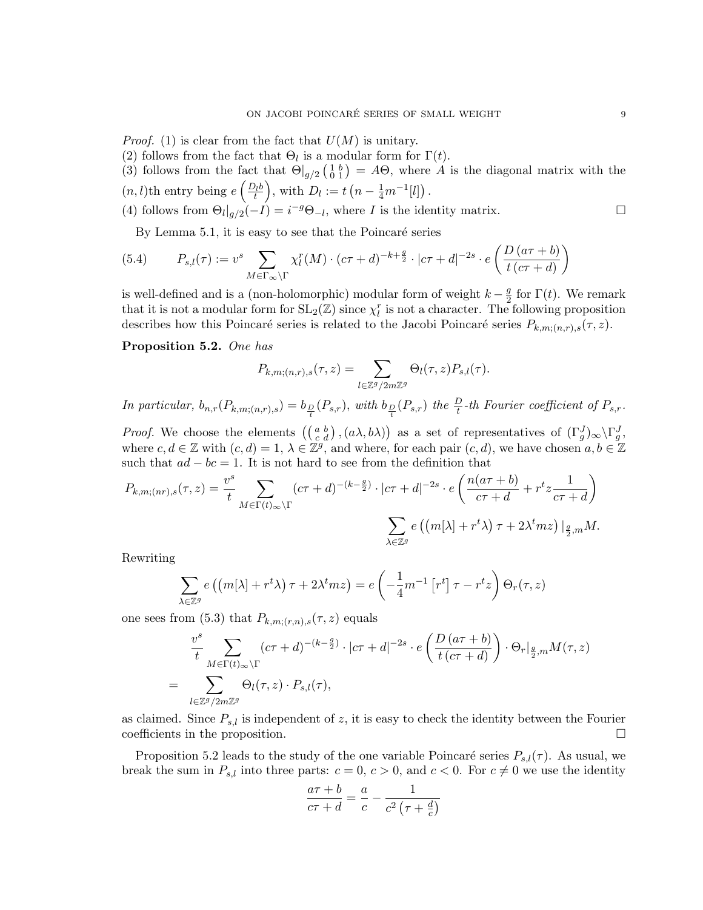*Proof.* (1) is clear from the fact that $U(M)$ is unitary.
(2) follows from the fact that $\Theta_l$ is a modular form for $\Gamma(t)$.
(3) follows from the fact that $\Theta|_{g/2}\left(\begin{smallmatrix}1 & b\\ 0 & 1\end{smallmatrix}\right) = A\Theta$, where $A$ is the diagonal matrix with the $(n,l)$th entry being $e\left(\frac{D_l b}{t}\right)$, with $D_l := t\left(n - \frac{1}{4}m^{-1}[l]\right)$.
(4) follows from $\Theta_l|_{g/2}(-I) = i^{-g}\Theta_{-l}$, where $I$ is the identity matrix. $\square$

By Lemma 5.1, it is easy to see that the Poincaré series

$$P_{s,l}(\tau) := v^s \sum_{M\in\Gamma_\infty\backslash\Gamma} \chi_l^r(M)\cdot(c\tau+d)^{-k+\frac{g}{2}}\cdot|c\tau+d|^{-2s}\cdot e\left(\frac{D\,(a\tau+b)}{t\,(c\tau+d)}\right) \tag{5.4}$$

is well-defined and is a (non-holomorphic) modular form of weight $k-\frac{g}{2}$ for $\Gamma(t)$. We remark that it is not a modular form for $\mathrm{SL}_2(\mathbb{Z})$ since $\chi_l^r$ is not a character. The following proposition describes how this Poincaré series is related to the Jacobi Poincaré series $P_{k,m;(n,r),s}(\tau,z)$.

**Proposition 5.2.** *One has*

$$P_{k,m;(n,r),s}(\tau,z) = \sum_{l\in\mathbb{Z}^g/2m\mathbb{Z}^g} \Theta_l(\tau,z)P_{s,l}(\tau).$$

*In particular, $b_{n,r}(P_{k,m;(n,r),s}) = b_{\frac{D}{t}}(P_{s,r})$, with $b_{\frac{D}{t}}(P_{s,r})$ the $\frac{D}{t}$-th Fourier coefficient of $P_{s,r}$.*

*Proof.* We choose the elements $\left(\left(\begin{smallmatrix}a & b\\ c & d\end{smallmatrix}\right),(a\lambda,b\lambda)\right)$ as a set of representatives of $(\Gamma_g^J)_\infty\backslash\Gamma_g^J$, where $c,d\in\mathbb{Z}$ with $(c,d)=1$, $\lambda\in\mathbb{Z}^g$, and where, for each pair $(c,d)$, we have chosen $a,b\in\mathbb{Z}$ such that $ad-bc=1$. It is not hard to see from the definition that

$$P_{k,m;(nr),s}(\tau,z) = \frac{v^s}{t}\sum_{M\in\Gamma(t)_\infty\backslash\Gamma}(c\tau+d)^{-(k-\frac{g}{2})}\cdot|c\tau+d|^{-2s}\cdot e\left(\frac{n(a\tau+b)}{c\tau+d}+r^t z\frac{1}{c\tau+d}\right)$$
$$\sum_{\lambda\in\mathbb{Z}^g} e\left(\left(m[\lambda]+r^t\lambda\right)\tau+2\lambda^t m z\right)|_{\frac{g}{2},m}M.$$

Rewriting

$$\sum_{\lambda\in\mathbb{Z}^g} e\left(\left(m[\lambda]+r^t\lambda\right)\tau+2\lambda^t m z\right) = e\left(-\frac{1}{4}m^{-1}\left[r^t\right]\tau - r^t z\right)\Theta_r(\tau,z)$$

one sees from (5.3) that $P_{k,m;(r,n),s}(\tau,z)$ equals

$$\frac{v^s}{t}\sum_{M\in\Gamma(t)_\infty\backslash\Gamma}(c\tau+d)^{-(k-\frac{g}{2})}\cdot|c\tau+d|^{-2s}\cdot e\left(\frac{D\,(a\tau+b)}{t\,(c\tau+d)}\right)\cdot\Theta_r|_{\frac{g}{2},m}M(\tau,z)$$
$$= \sum_{l\in\mathbb{Z}^g/2m\mathbb{Z}^g}\Theta_l(\tau,z)\cdot P_{s,l}(\tau),$$

as claimed. Since $P_{s,l}$ is independent of $z$, it is easy to check the identity between the Fourier coefficients in the proposition. $\square$

Proposition 5.2 leads to the study of the one variable Poincaré series $P_{s,l}(\tau)$. As usual, we break the sum in $P_{s,l}$ into three parts: $c=0$, $c>0$, and $c<0$. For $c\neq 0$ we use the identity

$$\frac{a\tau+b}{c\tau+d} = \frac{a}{c} - \frac{1}{c^2\left(\tau+\frac{d}{c}\right)}$$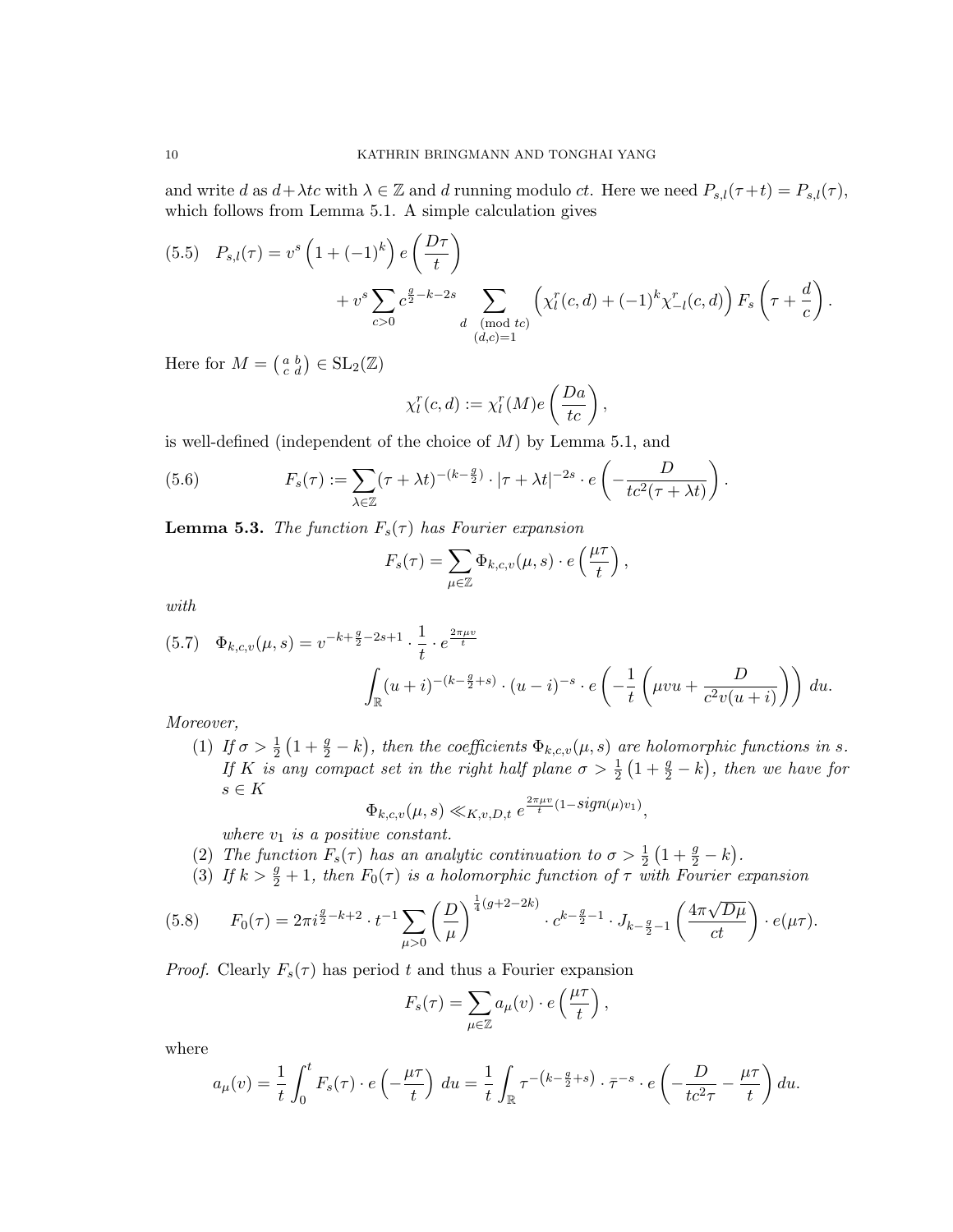and write $d$ as $d+\lambda tc$ with $\lambda \in \mathbb{Z}$ and $d$ running modulo $ct$. Here we need $P_{s,l}(\tau+t) = P_{s,l}(\tau)$, which follows from Lemma 5.1. A simple calculation gives

$$P_{s,l}(\tau) = v^s \left(1+(-1)^k\right) e\left(\frac{D\tau}{t}\right) + v^s \sum_{c>0} c^{\frac{g}{2}-k-2s} \sum_{\substack{d \pmod{tc} \\ (d,c)=1}} \left(\chi_l^r(c,d) + (-1)^k \chi_{-l}^r(c,d)\right) F_s\left(\tau + \frac{d}{c}\right). \tag{5.5}$$

Here for $M = \left(\begin{smallmatrix} a & b \\ c & d \end{smallmatrix}\right) \in \mathrm{SL}_2(\mathbb{Z})$

$$\chi_l^r(c,d) := \chi_l^r(M) e\left(\frac{Da}{tc}\right),$$

is well-defined (independent of the choice of $M$) by Lemma 5.1, and

$$F_s(\tau) := \sum_{\lambda \in \mathbb{Z}} (\tau + \lambda t)^{-(k-\frac{g}{2})} \cdot |\tau + \lambda t|^{-2s} \cdot e\left(-\frac{D}{tc^2(\tau+\lambda t)}\right). \tag{5.6}$$

**Lemma 5.3.** *The function $F_s(\tau)$ has Fourier expansion*

$$F_s(\tau) = \sum_{\mu \in \mathbb{Z}} \Phi_{k,c,v}(\mu, s) \cdot e\left(\frac{\mu \tau}{t}\right),$$

*with*

$$\Phi_{k,c,v}(\mu,s) = v^{-k+\frac{g}{2}-2s+1} \cdot \frac{1}{t} \cdot e^{\frac{2\pi\mu v}{t}} \int_{\mathbb{R}} (u+i)^{-(k-\frac{g}{2}+s)} \cdot (u-i)^{-s} \cdot e\left(-\frac{1}{t}\left(\mu v u + \frac{D}{c^2 v(u+i)}\right)\right) du. \tag{5.7}$$

*Moreover,*

1. *If $\sigma > \frac{1}{2}\left(1+\frac{g}{2}-k\right)$, then the coefficients $\Phi_{k,c,v}(\mu,s)$ are holomorphic functions in $s$. If $K$ is any compact set in the right half plane $\sigma > \frac{1}{2}\left(1+\frac{g}{2}-k\right)$, then we have for $s \in K$*
$$\Phi_{k,c,v}(\mu,s) \ll_{K,v,D,t} e^{\frac{2\pi\mu v}{t}(1-sign(\mu)v_1)},$$
*where $v_1$ is a positive constant.*
2. *The function $F_s(\tau)$ has an analytic continuation to $\sigma > \frac{1}{2}\left(1+\frac{g}{2}-k\right)$.*
3. *If $k > \frac{g}{2}+1$, then $F_0(\tau)$ is a holomorphic function of $\tau$ with Fourier expansion*

$$F_0(\tau) = 2\pi i^{\frac{g}{2}-k+2} \cdot t^{-1} \sum_{\mu>0} \left(\frac{D}{\mu}\right)^{\frac{1}{4}(g+2-2k)} \cdot c^{k-\frac{g}{2}-1} \cdot J_{k-\frac{g}{2}-1}\left(\frac{4\pi\sqrt{D\mu}}{ct}\right) \cdot e(\mu\tau). \tag{5.8}$$

*Proof.* Clearly $F_s(\tau)$ has period $t$ and thus a Fourier expansion

$$F_s(\tau) = \sum_{\mu \in \mathbb{Z}} a_\mu(v) \cdot e\left(\frac{\mu\tau}{t}\right),$$

where

$$a_\mu(v) = \frac{1}{t}\int_0^t F_s(\tau) \cdot e\left(-\frac{\mu\tau}{t}\right) du = \frac{1}{t}\int_{\mathbb{R}} \tau^{-\left(k-\frac{g}{2}+s\right)} \cdot \bar{\tau}^{-s} \cdot e\left(-\frac{D}{tc^2\tau} - \frac{\mu\tau}{t}\right) du.$$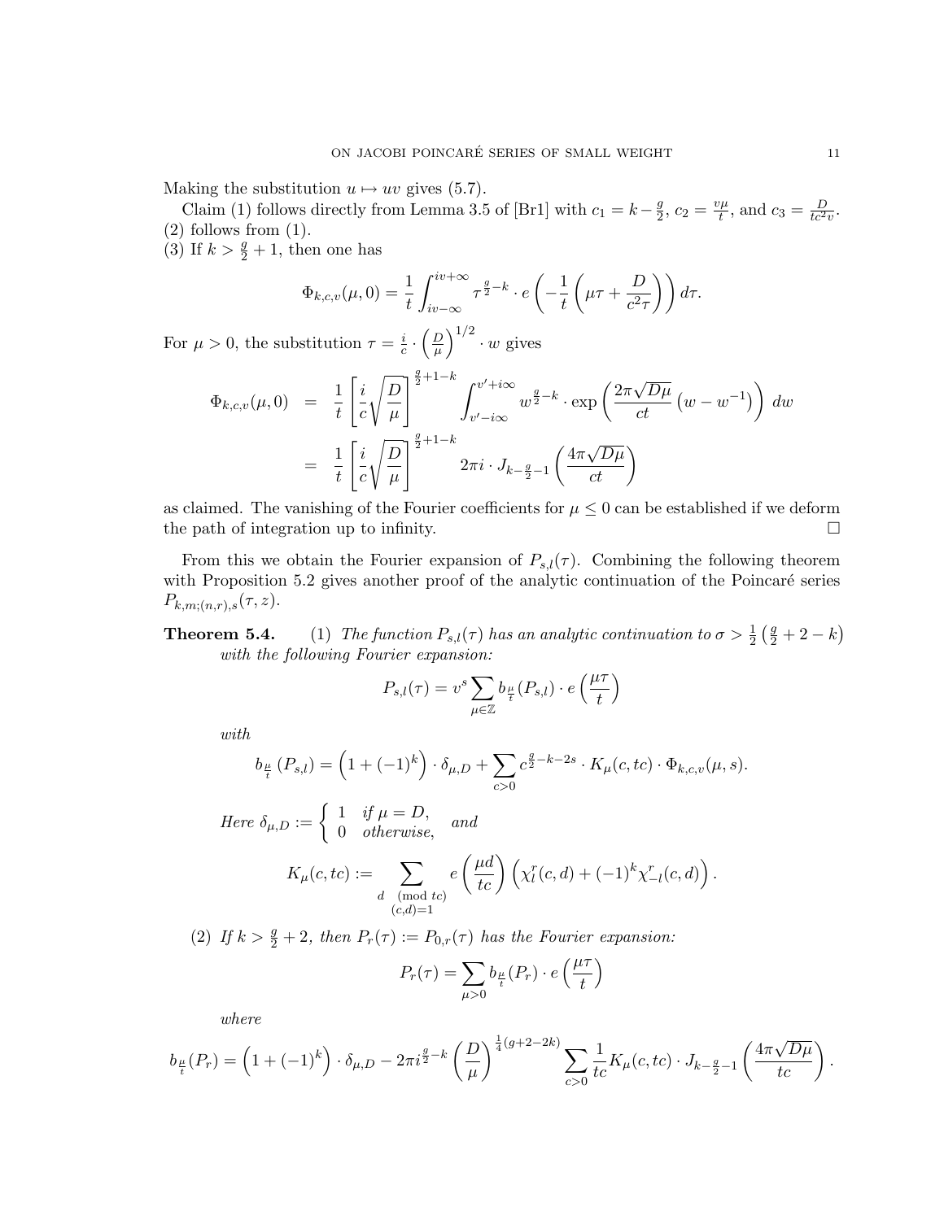Making the substitution $u \mapsto uv$ gives (5.7).

Claim (1) follows directly from Lemma 3.5 of [Br1] with $c_1 = k - \frac{g}{2}$, $c_2 = \frac{v\mu}{t}$, and $c_3 = \frac{D}{tc^2 v}$.
(2) follows from (1).
(3) If $k > \frac{g}{2} + 1$, then one has

$$\Phi_{k,c,v}(\mu, 0) = \frac{1}{t} \int_{iv-\infty}^{iv+\infty} \tau^{\frac{g}{2}-k} \cdot e\left( -\frac{1}{t} \left( \mu\tau + \frac{D}{c^2\tau} \right) \right) d\tau.$$

For $\mu > 0$, the substitution $\tau = \frac{i}{c} \cdot \left(\frac{D}{\mu}\right)^{1/2} \cdot w$ gives

$$\begin{aligned}
\Phi_{k,c,v}(\mu, 0) &= \frac{1}{t} \left[ \frac{i}{c} \sqrt{\frac{D}{\mu}} \right]^{\frac{g}{2}+1-k} \int_{v'-i\infty}^{v'+i\infty} w^{\frac{g}{2}-k} \cdot \exp\left( \frac{2\pi\sqrt{D\mu}}{ct} \left( w - w^{-1} \right) \right) dw \\
&= \frac{1}{t} \left[ \frac{i}{c} \sqrt{\frac{D}{\mu}} \right]^{\frac{g}{2}+1-k} 2\pi i \cdot J_{k-\frac{g}{2}-1}\left( \frac{4\pi\sqrt{D\mu}}{ct} \right)
\end{aligned}$$

as claimed. The vanishing of the Fourier coefficients for $\mu \leq 0$ can be established if we deform the path of integration up to infinity. $\square$

From this we obtain the Fourier expansion of $P_{s,l}(\tau)$. Combining the following theorem with Proposition 5.2 gives another proof of the analytic continuation of the Poincaré series $P_{k,m;(n,r),s}(\tau, z)$.

**Theorem 5.4.** (1) *The function $P_{s,l}(\tau)$ has an analytic continuation to $\sigma > \frac{1}{2}\left(\frac{g}{2} + 2 - k\right)$ with the following Fourier expansion:*

$$P_{s,l}(\tau) = v^s \sum_{\mu \in \mathbb{Z}} b_{\frac{\mu}{t}}(P_{s,l}) \cdot e\left( \frac{\mu\tau}{t} \right)$$

*with*

$$b_{\frac{\mu}{t}}(P_{s,l}) = \left( 1 + (-1)^k \right) \cdot \delta_{\mu,D} + \sum_{c>0} c^{\frac{g}{2}-k-2s} \cdot K_\mu(c, tc) \cdot \Phi_{k,c,v}(\mu, s).$$

*Here* $\delta_{\mu,D} := \begin{cases} 1 & \text{if } \mu = D, \\ 0 & \text{otherwise,} \end{cases}$ *and*

$$K_\mu(c, tc) := \sum_{\substack{d \pmod{tc} \\ (c,d)=1}} e\left( \frac{\mu d}{tc} \right) \left( \chi_l^r(c, d) + (-1)^k \chi_{-l}^r(c, d) \right).$$

(2) *If $k > \frac{g}{2} + 2$, then $P_r(\tau) := P_{0,r}(\tau)$ has the Fourier expansion:*

$$P_r(\tau) = \sum_{\mu > 0} b_{\frac{\mu}{t}}(P_r) \cdot e\left( \frac{\mu\tau}{t} \right)$$

*where*

$$b_{\frac{\mu}{t}}(P_r) = \left( 1 + (-1)^k \right) \cdot \delta_{\mu,D} - 2\pi i^{\frac{g}{2}-k} \left( \frac{D}{\mu} \right)^{\frac{1}{4}(g+2-2k)} \sum_{c>0} \frac{1}{tc} K_\mu(c, tc) \cdot J_{k-\frac{g}{2}-1}\left( \frac{4\pi\sqrt{D\mu}}{tc} \right).$$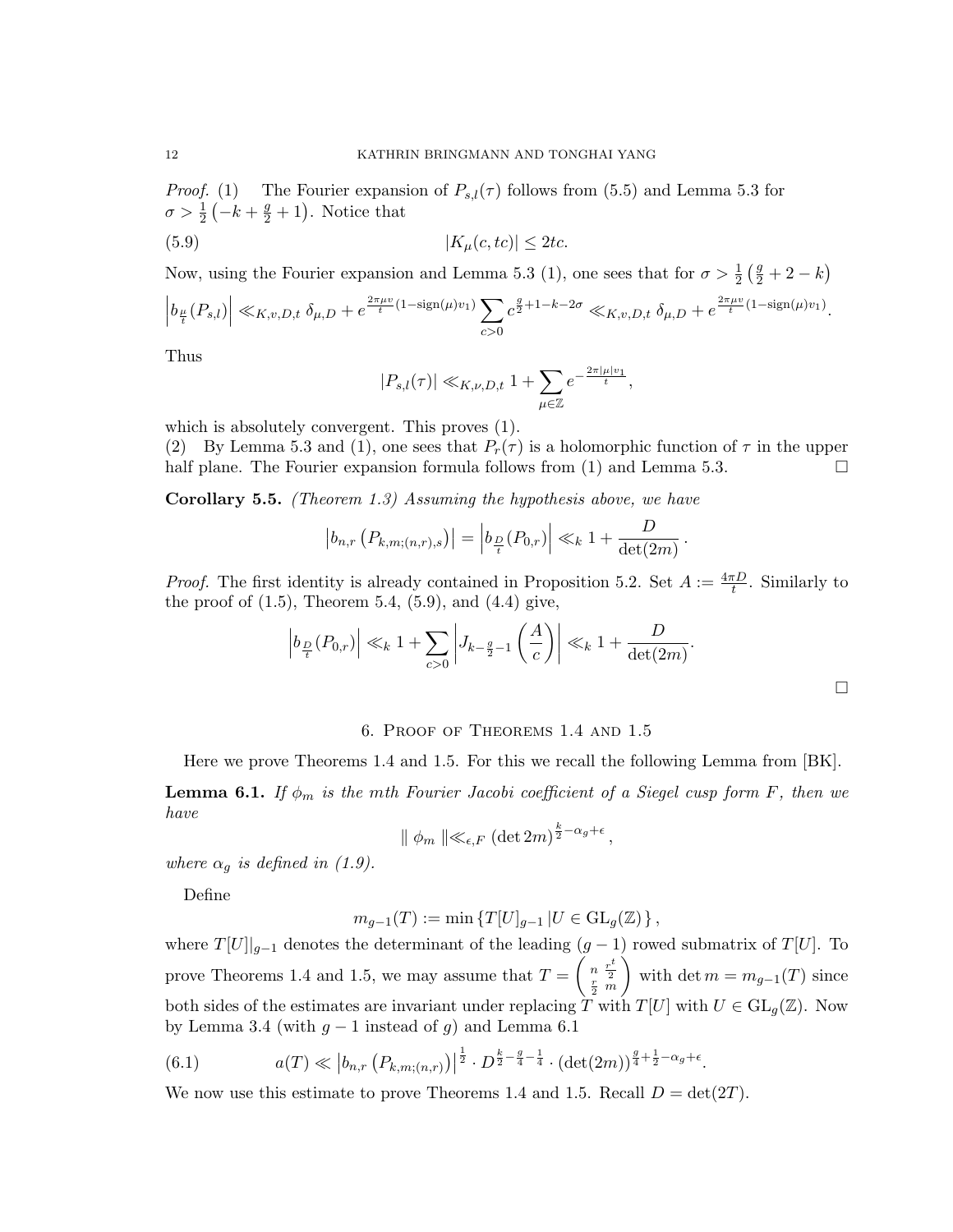*Proof.* (1) The Fourier expansion of $P_{s,l}(\tau)$ follows from (5.5) and Lemma 5.3 for $\sigma > \frac{1}{2}\left(-k + \frac{g}{2} + 1\right)$. Notice that

$$|K_\mu(c, tc)| \leq 2tc. \tag{5.9}$$

Now, using the Fourier expansion and Lemma 5.3 (1), one sees that for $\sigma > \frac{1}{2}\left(\frac{g}{2} + 2 - k\right)$

$$\left| b_{\frac{\mu}{t}}(P_{s,l}) \right| \ll_{K,v,D,t} \delta_{\mu,D} + e^{\frac{2\pi\mu v}{t}(1-\text{sign}(\mu)v_1)} \sum_{c>0} c^{\frac{g}{2}+1-k-2\sigma} \ll_{K,v,D,t} \delta_{\mu,D} + e^{\frac{2\pi\mu v}{t}(1-\text{sign}(\mu)v_1)}.$$

Thus

$$|P_{s,l}(\tau)| \ll_{K,\nu,D,t} 1 + \sum_{\mu \in \mathbb{Z}} e^{-\frac{2\pi|\mu|v_1}{t}},$$

which is absolutely convergent. This proves (1).

(2) By Lemma 5.3 and (1), one sees that $P_r(\tau)$ is a holomorphic function of $\tau$ in the upper half plane. The Fourier expansion formula follows from (1) and Lemma 5.3. $\square$

**Corollary 5.5.** *(Theorem 1.3) Assuming the hypothesis above, we have*

$$\left| b_{n,r}\left(P_{k,m;(n,r),s}\right) \right| = \left| b_{\frac{D}{t}}(P_{0,r}) \right| \ll_k 1 + \frac{D}{\det(2m)}.$$

*Proof.* The first identity is already contained in Proposition 5.2. Set $A := \frac{4\pi D}{t}$. Similarly to the proof of (1.5), Theorem 5.4, (5.9), and (4.4) give,

$$\left| b_{\frac{D}{t}}(P_{0,r}) \right| \ll_k 1 + \sum_{c>0} \left| J_{k-\frac{g}{2}-1}\left(\frac{A}{c}\right) \right| \ll_k 1 + \frac{D}{\det(2m)}.$$

$\square$

## 6. Proof of Theorems 1.4 and 1.5

Here we prove Theorems 1.4 and 1.5. For this we recall the following Lemma from [BK].

**Lemma 6.1.** *If $\phi_m$ is the mth Fourier Jacobi coefficient of a Siegel cusp form $F$, then we have*

$$\parallel \phi_m \parallel \ll_{\epsilon,F} (\det 2m)^{\frac{k}{2}-\alpha_g+\epsilon},$$

*where $\alpha_g$ is defined in (1.9).*

Define

$$m_{g-1}(T) := \min\left\{ T[U]_{g-1} \,|\, U \in \mathrm{GL}_g(\mathbb{Z}) \right\},$$

where $T[U]|_{g-1}$ denotes the determinant of the leading $(g-1)$ rowed submatrix of $T[U]$. To prove Theorems 1.4 and 1.5, we may assume that $T = \begin{pmatrix} n & \frac{r^t}{2} \\ \frac{r}{2} & m \end{pmatrix}$ with $\det m = m_{g-1}(T)$ since both sides of the estimates are invariant under replacing $T$ with $T[U]$ with $U \in \mathrm{GL}_g(\mathbb{Z})$. Now by Lemma 3.4 (with $g-1$ instead of $g$) and Lemma 6.1

$$a(T) \ll \left| b_{n,r}\left(P_{k,m;(n,r)}\right) \right|^{\frac{1}{2}} \cdot D^{\frac{k}{2}-\frac{g}{4}-\frac{1}{4}} \cdot (\det(2m))^{\frac{g}{4}+\frac{1}{2}-\alpha_g+\epsilon}. \tag{6.1}$$

We now use this estimate to prove Theorems 1.4 and 1.5. Recall $D = \det(2T)$.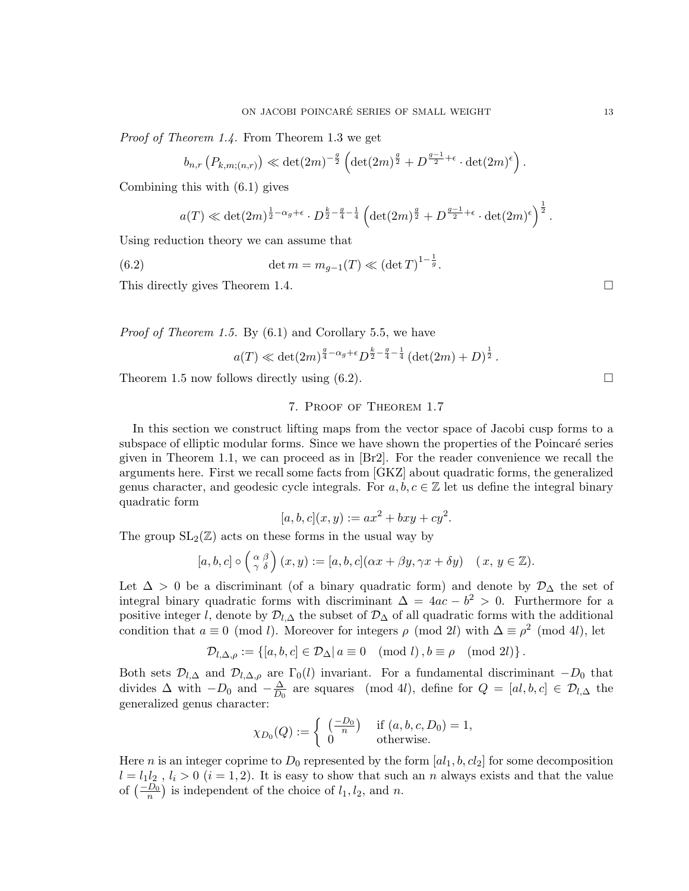*Proof of Theorem 1.4.* From Theorem 1.3 we get

$$b_{n,r}\left(P_{k,m;(n,r)}\right) \ll \det(2m)^{-\frac{g}{2}}\left(\det(2m)^{\frac{g}{2}} + D^{\frac{g-1}{2}+\epsilon}\cdot\det(2m)^{\epsilon}\right).$$

Combining this with (6.1) gives

$$a(T) \ll \det(2m)^{\frac{1}{2}-\alpha_g+\epsilon}\cdot D^{\frac{k}{2}-\frac{g}{4}-\frac{1}{4}}\left(\det(2m)^{\frac{g}{2}} + D^{\frac{g-1}{2}+\epsilon}\cdot\det(2m)^{\epsilon}\right)^{\frac{1}{2}}.$$

Using reduction theory we can assume that

$$\det m = m_{g-1}(T) \ll (\det T)^{1-\frac{1}{g}}. \tag{6.2}$$

This directly gives Theorem 1.4. □

*Proof of Theorem 1.5.* By (6.1) and Corollary 5.5, we have

$$a(T) \ll \det(2m)^{\frac{g}{4}-\alpha_g+\epsilon} D^{\frac{k}{2}-\frac{g}{4}-\frac{1}{4}}\left(\det(2m)+D\right)^{\frac{1}{2}}.$$

Theorem 1.5 now follows directly using (6.2). □

## 7. Proof of Theorem 1.7

In this section we construct lifting maps from the vector space of Jacobi cusp forms to a subspace of elliptic modular forms. Since we have shown the properties of the Poincaré series given in Theorem 1.1, we can proceed as in [Br2]. For the reader convenience we recall the arguments here. First we recall some facts from [GKZ] about quadratic forms, the generalized genus character, and geodesic cycle integrals. For $a, b, c \in \mathbb{Z}$ let us define the integral binary quadratic form

$$[a, b, c](x, y) := ax^2 + bxy + cy^2.$$

The group $\mathrm{SL}_2(\mathbb{Z})$ acts on these forms in the usual way by

$$[a, b, c] \circ \begin{pmatrix} \alpha & \beta \\ \gamma & \delta \end{pmatrix}(x, y) := [a, b, c](\alpha x + \beta y, \gamma x + \delta y) \quad (x,\, y \in \mathbb{Z}).$$

Let $\Delta > 0$ be a discriminant (of a binary quadratic form) and denote by $\mathcal{D}_\Delta$ the set of integral binary quadratic forms with discriminant $\Delta = 4ac - b^2 > 0$. Furthermore for a positive integer $l$, denote by $\mathcal{D}_{l,\Delta}$ the subset of $\mathcal{D}_\Delta$ of all quadratic forms with the additional condition that $a \equiv 0 \pmod{l}$. Moreover for integers $\rho \pmod{2l}$ with $\Delta \equiv \rho^2 \pmod{4l}$, let

$$\mathcal{D}_{l,\Delta,\rho} := \left\{[a, b, c] \in \mathcal{D}_\Delta \,|\, a \equiv 0 \pmod{l},\, b \equiv \rho \pmod{2l}\right\}.$$

Both sets $\mathcal{D}_{l,\Delta}$ and $\mathcal{D}_{l,\Delta,\rho}$ are $\Gamma_0(l)$ invariant. For a fundamental discriminant $-D_0$ that divides $\Delta$ with $-D_0$ and $-\frac{\Delta}{D_0}$ are squares $\pmod{4l}$, define for $Q = [al, b, c] \in \mathcal{D}_{l,\Delta}$ the generalized genus character:

$$\chi_{D_0}(Q) := \begin{cases} \left(\frac{-D_0}{n}\right) & \text{if } (a, b, c, D_0) = 1, \\ 0 & \text{otherwise.} \end{cases}$$

Here $n$ is an integer coprime to $D_0$ represented by the form $[al_1, b, cl_2]$ for some decomposition $l = l_1 l_2$ , $l_i > 0$ $(i = 1, 2)$. It is easy to show that such an $n$ always exists and that the value of $\left(\frac{-D_0}{n}\right)$ is independent of the choice of $l_1, l_2$, and $n$.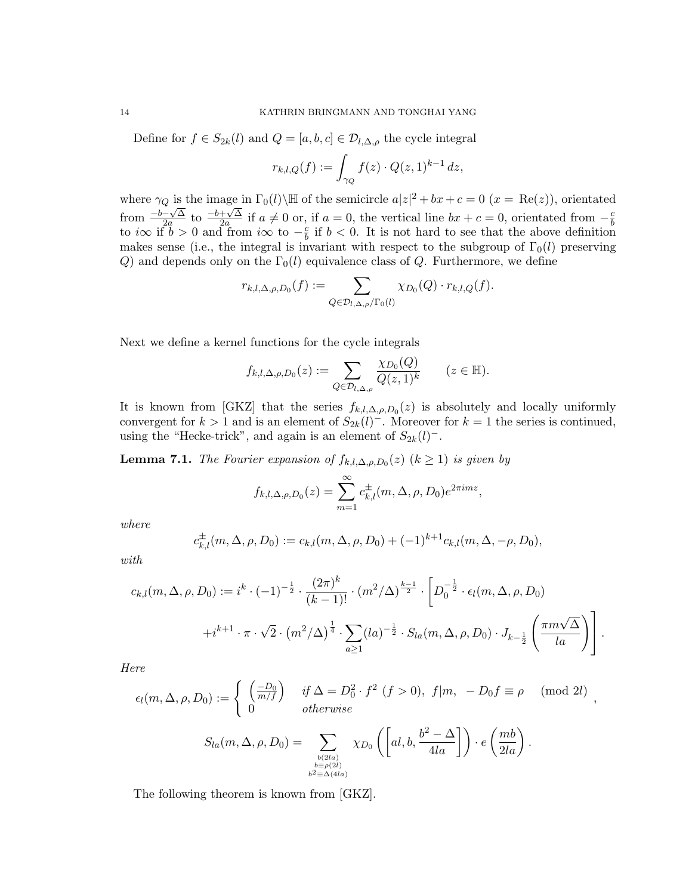Define for $f \in S_{2k}(l)$ and $Q = [a, b, c] \in \mathcal{D}_{l,\Delta,\rho}$ the cycle integral

$$r_{k,l,Q}(f) := \int_{\gamma_Q} f(z) \cdot Q(z, 1)^{k-1} \, dz,$$

where $\gamma_Q$ is the image in $\Gamma_0(l)\backslash\mathbb{H}$ of the semicircle $a|z|^2 + bx + c = 0$ ($x = \mathrm{Re}(z)$), orientated from $\frac{-b-\sqrt{\Delta}}{2a}$ to $\frac{-b+\sqrt{\Delta}}{2a}$ if $a \neq 0$ or, if $a = 0$, the vertical line $bx + c = 0$, orientated from $-\frac{c}{b}$ to $i\infty$ if $b > 0$ and from $i\infty$ to $-\frac{c}{b}$ if $b < 0$. It is not hard to see that the above definition makes sense (i.e., the integral is invariant with respect to the subgroup of $\Gamma_0(l)$ preserving $Q$) and depends only on the $\Gamma_0(l)$ equivalence class of $Q$. Furthermore, we define

$$r_{k,l,\Delta,\rho,D_0}(f) := \sum_{Q \in \mathcal{D}_{l,\Delta,\rho}/\Gamma_0(l)} \chi_{D_0}(Q) \cdot r_{k,l,Q}(f).$$

Next we define a kernel functions for the cycle integrals

$$f_{k,l,\Delta,\rho,D_0}(z) := \sum_{Q \in \mathcal{D}_{l,\Delta,\rho}} \frac{\chi_{D_0}(Q)}{Q(z,1)^k} \qquad (z \in \mathbb{H}).$$

It is known from [GKZ] that the series $f_{k,l,\Delta,\rho,D_0}(z)$ is absolutely and locally uniformly convergent for $k > 1$ and is an element of $S_{2k}(l)^-$. Moreover for $k = 1$ the series is continued, using the "Hecke-trick", and again is an element of $S_{2k}(l)^-$.

**Lemma 7.1.** *The Fourier expansion of $f_{k,l,\Delta,\rho,D_0}(z)$ ($k \geq 1$) is given by*

$$f_{k,l,\Delta,\rho,D_0}(z) = \sum_{m=1}^{\infty} c^{\pm}_{k,l}(m, \Delta, \rho, D_0) e^{2\pi i m z},$$

*where*

$$c^{\pm}_{k,l}(m, \Delta, \rho, D_0) := c_{k,l}(m, \Delta, \rho, D_0) + (-1)^{k+1} c_{k,l}(m, \Delta, -\rho, D_0),$$

*with*

$$c_{k,l}(m, \Delta, \rho, D_0) := i^k \cdot (-1)^{-\frac{1}{2}} \cdot \frac{(2\pi)^k}{(k-1)!} \cdot (m^2/\Delta)^{\frac{k-1}{2}} \cdot \Bigg[ D_0^{-\frac{1}{2}} \cdot \epsilon_l(m, \Delta, \rho, D_0)$$
$$+ i^{k+1} \cdot \pi \cdot \sqrt{2} \cdot \left(m^2/\Delta\right)^{\frac{1}{4}} \cdot \sum_{a \geq 1} (la)^{-\frac{1}{2}} \cdot S_{la}(m, \Delta, \rho, D_0) \cdot J_{k-\frac{1}{2}}\left(\frac{\pi m \sqrt{\Delta}}{la}\right) \Bigg].$$

*Here*

$$\epsilon_l(m, \Delta, \rho, D_0) := \begin{cases} \left(\frac{-D_0}{m/f}\right) & \text{if } \Delta = D_0^2 \cdot f^2 \ (f > 0), \ f | m, \ \ -D_0 f \equiv \rho \pmod{2l} \\ 0 & \text{otherwise} \end{cases},$$

$$S_{la}(m, \Delta, \rho, D_0) = \sum_{\substack{b(2la) \\ b \equiv \rho (2l) \\ b^2 \equiv \Delta (4la)}} \chi_{D_0}\left(\left[al, b, \frac{b^2 - \Delta}{4la}\right]\right) \cdot e\left(\frac{mb}{2la}\right).$$

The following theorem is known from [GKZ].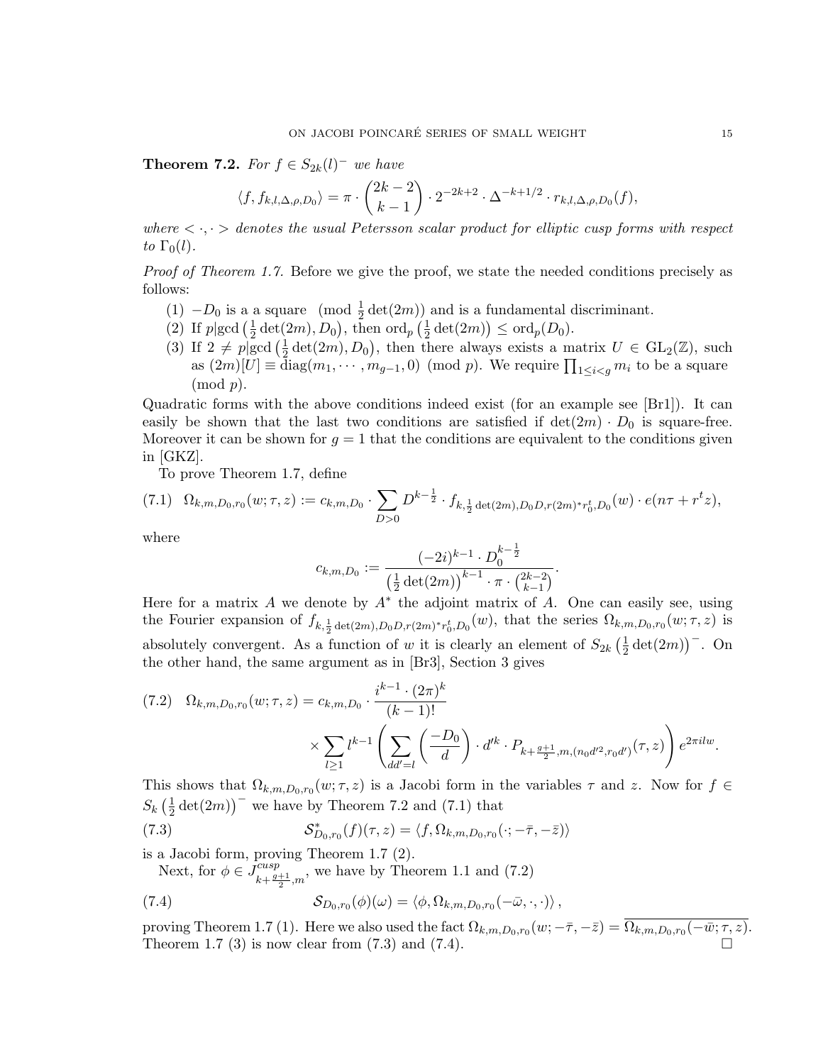**Theorem 7.2.** *For $f \in S_{2k}(l)^-$ we have*

$$\langle f, f_{k,l,\Delta,\rho,D_0}\rangle = \pi \cdot \binom{2k-2}{k-1} \cdot 2^{-2k+2} \cdot \Delta^{-k+1/2} \cdot r_{k,l,\Delta,\rho,D_0}(f),$$

*where $<\cdot,\cdot>$ denotes the usual Petersson scalar product for elliptic cusp forms with respect to $\Gamma_0(l)$.*

*Proof of Theorem 1.7.* Before we give the proof, we state the needed conditions precisely as follows:

1. $-D_0$ is a a square $\pmod{\frac{1}{2}\det(2m)}$ and is a fundamental discriminant.
2. If $p|\gcd\left(\frac{1}{2}\det(2m), D_0\right)$, then $\mathrm{ord}_p\left(\frac{1}{2}\det(2m)\right) \le \mathrm{ord}_p(D_0)$.
3. If $2 \neq p|\gcd\left(\frac{1}{2}\det(2m), D_0\right)$, then there always exists a matrix $U \in \mathrm{GL}_2(\mathbb{Z})$, such as $(2m)[U] \equiv \mathrm{diag}(m_1, \cdots, m_{g-1}, 0) \pmod{p}$. We require $\prod_{1\le i<g} m_i$ to be a square $\pmod{p}$.

Quadratic forms with the above conditions indeed exist (for an example see [Br1]). It can easily be shown that the last two conditions are satisfied if $\det(2m) \cdot D_0$ is square-free. Moreover it can be shown for $g = 1$ that the conditions are equivalent to the conditions given in [GKZ].

To prove Theorem 1.7, define

$$\Omega_{k,m,D_0,r_0}(w;\tau,z) := c_{k,m,D_0} \cdot \sum_{D>0} D^{k-\frac{1}{2}} \cdot f_{k,\frac{1}{2}\det(2m),D_0D,r(2m)^*r_0^t,D_0}(w) \cdot e(n\tau + r^t z), \tag{7.1}$$

where

$$c_{k,m,D_0} := \frac{(-2i)^{k-1} \cdot D_0^{k-\frac{1}{2}}}{\left(\frac{1}{2}\det(2m)\right)^{k-1} \cdot \pi \cdot \binom{2k-2}{k-1}}.$$

Here for a matrix $A$ we denote by $A^*$ the adjoint matrix of $A$. One can easily see, using the Fourier expansion of $f_{k,\frac{1}{2}\det(2m),D_0D,r(2m)^*r_0^t,D_0}(w)$, that the series $\Omega_{k,m,D_0,r_0}(w;\tau,z)$ is absolutely convergent. As a function of $w$ it is clearly an element of $S_{2k}\left(\frac{1}{2}\det(2m)\right)^-$. On the other hand, the same argument as in [Br3], Section 3 gives

$$\begin{aligned}\Omega_{k,m,D_0,r_0}(w;\tau,z) = {}& c_{k,m,D_0} \cdot \frac{i^{k-1}\cdot(2\pi)^k}{(k-1)!} \\ &\times \sum_{l\ge1} l^{k-1} \left( \sum_{dd'=l} \left(\frac{-D_0}{d}\right) \cdot d'^k \cdot P_{k+\frac{g+1}{2},m,(n_0d'^2,r_0d')}(\tau,z) \right) e^{2\pi i l w}.\end{aligned} \tag{7.2}$$

This shows that $\Omega_{k,m,D_0,r_0}(w;\tau,z)$ is a Jacobi form in the variables $\tau$ and $z$. Now for $f \in S_k\left(\frac{1}{2}\det(2m)\right)^-$ we have by Theorem 7.2 and (7.1) that

$$\mathcal{S}^*_{D_0,r_0}(f)(\tau,z) = \langle f, \Omega_{k,m,D_0,r_0}(\cdot;-\bar\tau,-\bar z)\rangle \tag{7.3}$$

is a Jacobi form, proving Theorem 1.7 (2).

Next, for $\phi \in J^{cusp}_{k+\frac{g+1}{2},m}$, we have by Theorem 1.1 and (7.2)

$$\mathcal{S}_{D_0,r_0}(\phi)(\omega) = \langle \phi, \Omega_{k,m,D_0,r_0}(-\bar\omega,\cdot,\cdot)\rangle, \tag{7.4}$$

proving Theorem 1.7 (1). Here we also used the fact $\Omega_{k,m,D_0,r_0}(w;-\bar\tau,-\bar z) = \overline{\Omega_{k,m,D_0,r_0}(-\bar w;\tau,z)}$. Theorem 1.7 (3) is now clear from (7.3) and (7.4). □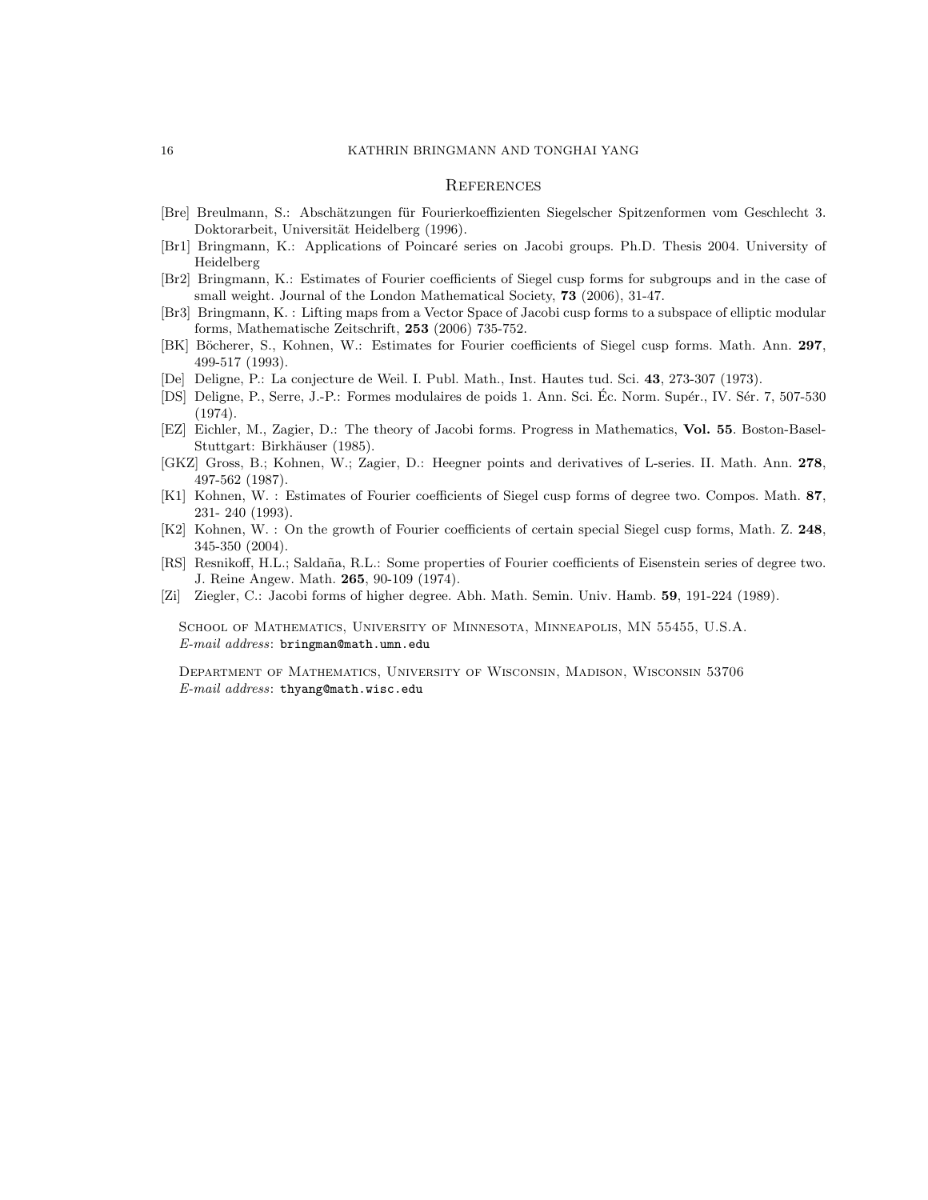## References

[Bre] Breulmann, S.: Abschätzungen für Fourierkoeffizienten Siegelscher Spitzenformen vom Geschlecht 3. Doktorarbeit, Universität Heidelberg (1996).

[Br1] Bringmann, K.: Applications of Poincaré series on Jacobi groups. Ph.D. Thesis 2004. University of Heidelberg

[Br2] Bringmann, K.: Estimates of Fourier coefficients of Siegel cusp forms for subgroups and in the case of small weight. Journal of the London Mathematical Society, **73** (2006), 31-47.

[Br3] Bringmann, K. : Lifting maps from a Vector Space of Jacobi cusp forms to a subspace of elliptic modular forms, Mathematische Zeitschrift, **253** (2006) 735-752.

[BK] Böcherer, S., Kohnen, W.: Estimates for Fourier coefficients of Siegel cusp forms. Math. Ann. **297**, 499-517 (1993).

[De] Deligne, P.: La conjecture de Weil. I. Publ. Math., Inst. Hautes tud. Sci. **43**, 273-307 (1973).

[DS] Deligne, P., Serre, J.-P.: Formes modulaires de poids 1. Ann. Sci. Éc. Norm. Supér., IV. Sér. 7, 507-530 (1974).

[EZ] Eichler, M., Zagier, D.: The theory of Jacobi forms. Progress in Mathematics, **Vol. 55**. Boston-Basel-Stuttgart: Birkhäuser (1985).

[GKZ] Gross, B.; Kohnen, W.; Zagier, D.: Heegner points and derivatives of L-series. II. Math. Ann. **278**, 497-562 (1987).

[K1] Kohnen, W. : Estimates of Fourier coefficients of Siegel cusp forms of degree two. Compos. Math. **87**, 231- 240 (1993).

[K2] Kohnen, W. : On the growth of Fourier coefficients of certain special Siegel cusp forms, Math. Z. **248**, 345-350 (2004).

[RS] Resnikoff, H.L.; Saldaña, R.L.: Some properties of Fourier coefficients of Eisenstein series of degree two. J. Reine Angew. Math. **265**, 90-109 (1974).

[Zi] Ziegler, C.: Jacobi forms of higher degree. Abh. Math. Semin. Univ. Hamb. **59**, 191-224 (1989).

School of Mathematics, University of Minnesota, Minneapolis, MN 55455, U.S.A.
*E-mail address*: bringman@math.umn.edu

Department of Mathematics, University of Wisconsin, Madison, Wisconsin 53706
*E-mail address*: thyang@math.wisc.edu